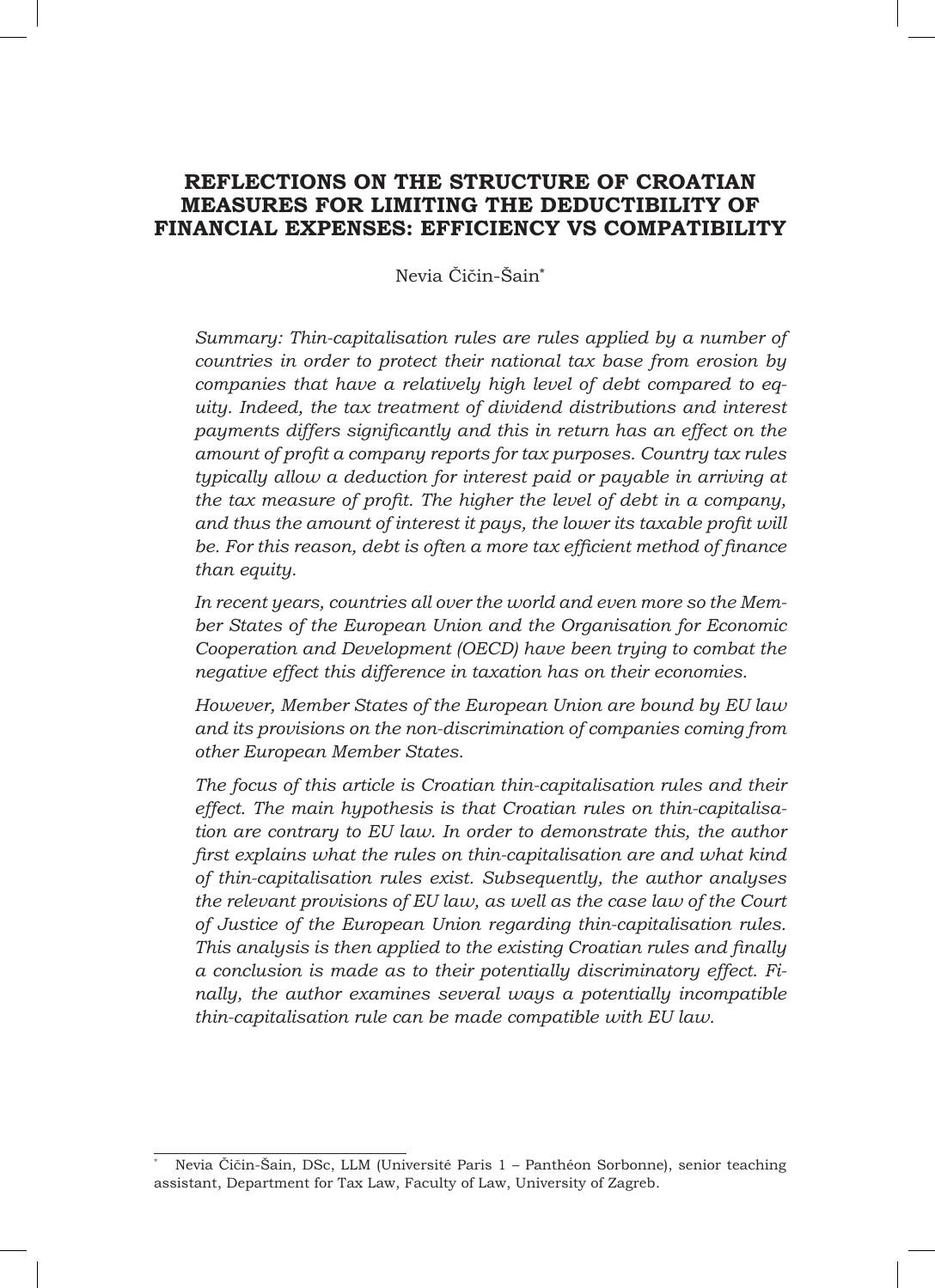# REFLECTIONS ON THE STRUCTURE OF CROATIAN MEASURES FOR LIMITING THE DEDUCTIBILITY OF FINANCIAL EXPENSES: EFFICIENCY VS COMPATIBILITY

Nevia Čičin-Šain*

*Summary: Thin-capitalisation rules are rules applied by a number of countries in order to protect their national tax base from erosion by companies that have a relatively high level of debt compared to equity. Indeed, the tax treatment of dividend distributions and interest payments differs significantly and this in return has an effect on the amount of profit a company reports for tax purposes. Country tax rules typically allow a deduction for interest paid or payable in arriving at the tax measure of profit. The higher the level of debt in a company, and thus the amount of interest it pays, the lower its taxable profit will be. For this reason, debt is often a more tax efficient method of finance than equity.*

*In recent years, countries all over the world and even more so the Member States of the European Union and the Organisation for Economic Cooperation and Development (OECD) have been trying to combat the negative effect this difference in taxation has on their economies.*

*However, Member States of the European Union are bound by EU law and its provisions on the non-discrimination of companies coming from other European Member States.*

*The focus of this article is Croatian thin-capitalisation rules and their effect. The main hypothesis is that Croatian rules on thin-capitalisation are contrary to EU law. In order to demonstrate this, the author first explains what the rules on thin-capitalisation are and what kind of thin-capitalisation rules exist. Subsequently, the author analyses the relevant provisions of EU law, as well as the case law of the Court of Justice of the European Union regarding thin-capitalisation rules. This analysis is then applied to the existing Croatian rules and finally a conclusion is made as to their potentially discriminatory effect. Finally, the author examines several ways a potentially incompatible thin-capitalisation rule can be made compatible with EU law.*

---

\* Nevia Čičin-Šain, DSc, LLM (Université Paris 1 – Panthéon Sorbonne), senior teaching assistant, Department for Tax Law, Faculty of Law, University of Zagreb.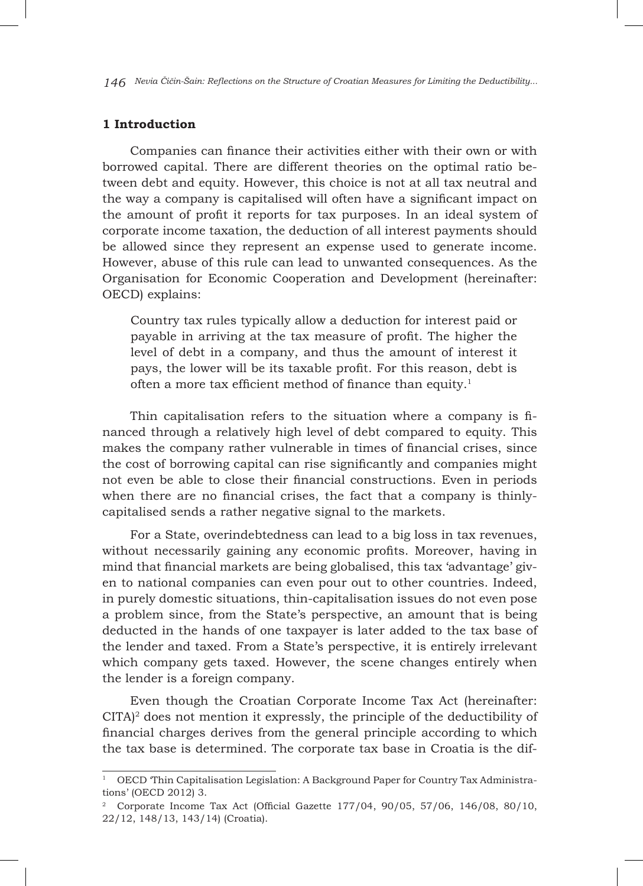## 1 Introduction

Companies can finance their activities either with their own or with borrowed capital. There are different theories on the optimal ratio between debt and equity. However, this choice is not at all tax neutral and the way a company is capitalised will often have a significant impact on the amount of profit it reports for tax purposes. In an ideal system of corporate income taxation, the deduction of all interest payments should be allowed since they represent an expense used to generate income. However, abuse of this rule can lead to unwanted consequences. As the Organisation for Economic Cooperation and Development (hereinafter: OECD) explains:

> Country tax rules typically allow a deduction for interest paid or payable in arriving at the tax measure of profit. The higher the level of debt in a company, and thus the amount of interest it pays, the lower will be its taxable profit. For this reason, debt is often a more tax efficient method of finance than equity.[1]

Thin capitalisation refers to the situation where a company is financed through a relatively high level of debt compared to equity. This makes the company rather vulnerable in times of financial crises, since the cost of borrowing capital can rise significantly and companies might not even be able to close their financial constructions. Even in periods when there are no financial crises, the fact that a company is thinly-capitalised sends a rather negative signal to the markets.

For a State, overindebtedness can lead to a big loss in tax revenues, without necessarily gaining any economic profits. Moreover, having in mind that financial markets are being globalised, this tax 'advantage' given to national companies can even pour out to other countries. Indeed, in purely domestic situations, thin-capitalisation issues do not even pose a problem since, from the State's perspective, an amount that is being deducted in the hands of one taxpayer is later added to the tax base of the lender and taxed. From a State's perspective, it is entirely irrelevant which company gets taxed. However, the scene changes entirely when the lender is a foreign company.

Even though the Croatian Corporate Income Tax Act (hereinafter: CITA)[2] does not mention it expressly, the principle of the deductibility of financial charges derives from the general principle according to which the tax base is determined. The corporate tax base in Croatia is the dif-

---

[1] OECD 'Thin Capitalisation Legislation: A Background Paper for Country Tax Administrations' (OECD 2012) 3.

[2] Corporate Income Tax Act (Official Gazette 177/04, 90/05, 57/06, 146/08, 80/10, 22/12, 148/13, 143/14) (Croatia).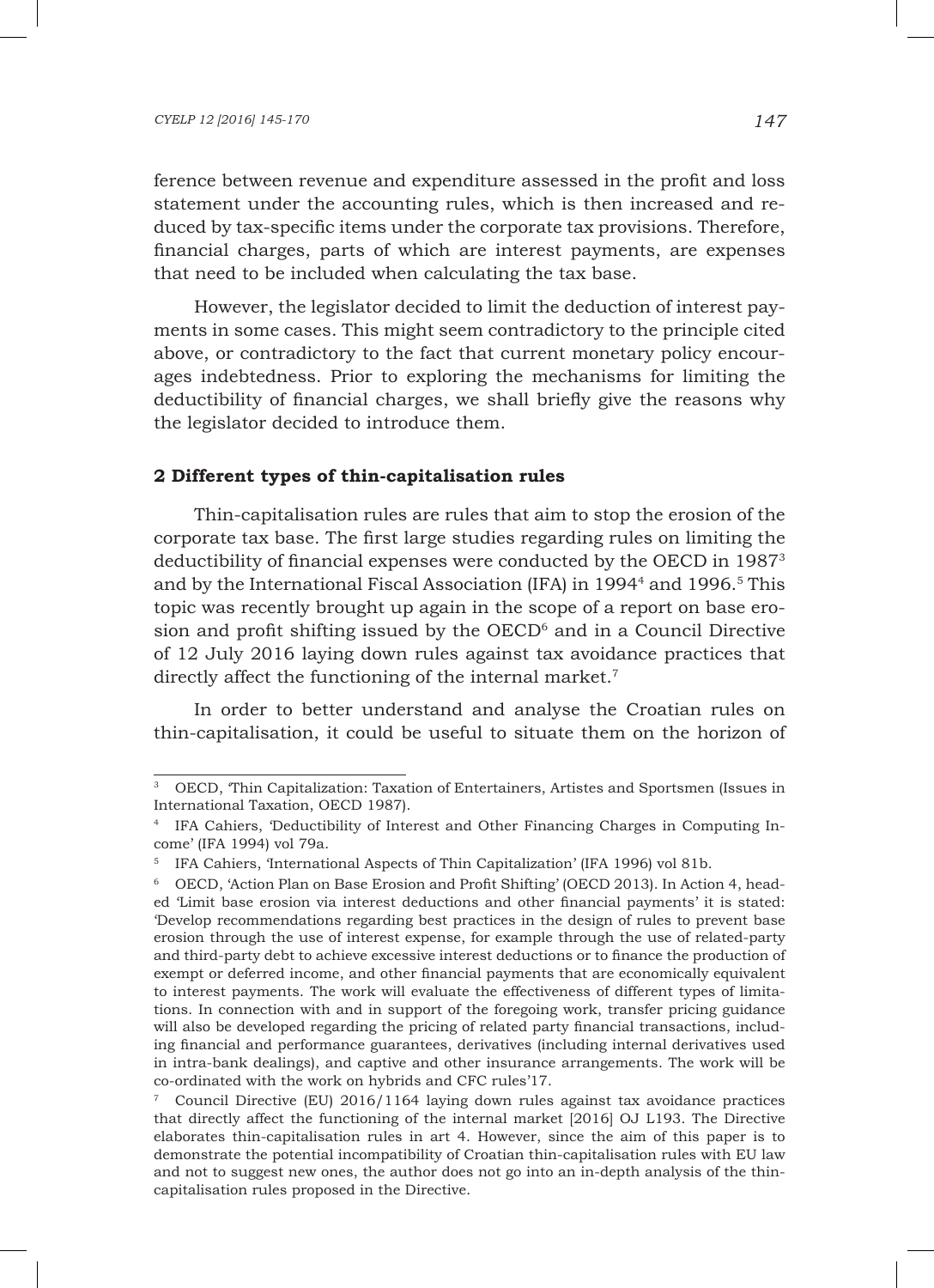ference between revenue and expenditure assessed in the profit and loss statement under the accounting rules, which is then increased and reduced by tax-specific items under the corporate tax provisions. Therefore, financial charges, parts of which are interest payments, are expenses that need to be included when calculating the tax base.

However, the legislator decided to limit the deduction of interest payments in some cases. This might seem contradictory to the principle cited above, or contradictory to the fact that current monetary policy encourages indebtedness. Prior to exploring the mechanisms for limiting the deductibility of financial charges, we shall briefly give the reasons why the legislator decided to introduce them.

## 2 Different types of thin-capitalisation rules

Thin-capitalisation rules are rules that aim to stop the erosion of the corporate tax base. The first large studies regarding rules on limiting the deductibility of financial expenses were conducted by the OECD in 1987[3] and by the International Fiscal Association (IFA) in 1994[4] and 1996.[5] This topic was recently brought up again in the scope of a report on base erosion and profit shifting issued by the OECD[6] and in a Council Directive of 12 July 2016 laying down rules against tax avoidance practices that directly affect the functioning of the internal market.[7]

In order to better understand and analyse the Croatian rules on thin-capitalisation, it could be useful to situate them on the horizon of

---

[3] OECD, 'Thin Capitalization: Taxation of Entertainers, Artistes and Sportsmen (Issues in International Taxation, OECD 1987).

[4] IFA Cahiers, 'Deductibility of Interest and Other Financing Charges in Computing Income' (IFA 1994) vol 79a.

[5] IFA Cahiers, 'International Aspects of Thin Capitalization' (IFA 1996) vol 81b.

[6] OECD, 'Action Plan on Base Erosion and Profit Shifting' (OECD 2013). In Action 4, headed 'Limit base erosion via interest deductions and other financial payments' it is stated: 'Develop recommendations regarding best practices in the design of rules to prevent base erosion through the use of interest expense, for example through the use of related-party and third-party debt to achieve excessive interest deductions or to finance the production of exempt or deferred income, and other financial payments that are economically equivalent to interest payments. The work will evaluate the effectiveness of different types of limitations. In connection with and in support of the foregoing work, transfer pricing guidance will also be developed regarding the pricing of related party financial transactions, including financial and performance guarantees, derivatives (including internal derivatives used in intra-bank dealings), and captive and other insurance arrangements. The work will be co-ordinated with the work on hybrids and CFC rules'17.

[7] Council Directive (EU) 2016/1164 laying down rules against tax avoidance practices that directly affect the functioning of the internal market [2016] OJ L193. The Directive elaborates thin-capitalisation rules in art 4. However, since the aim of this paper is to demonstrate the potential incompatibility of Croatian thin-capitalisation rules with EU law and not to suggest new ones, the author does not go into an in-depth analysis of the thin-capitalisation rules proposed in the Directive.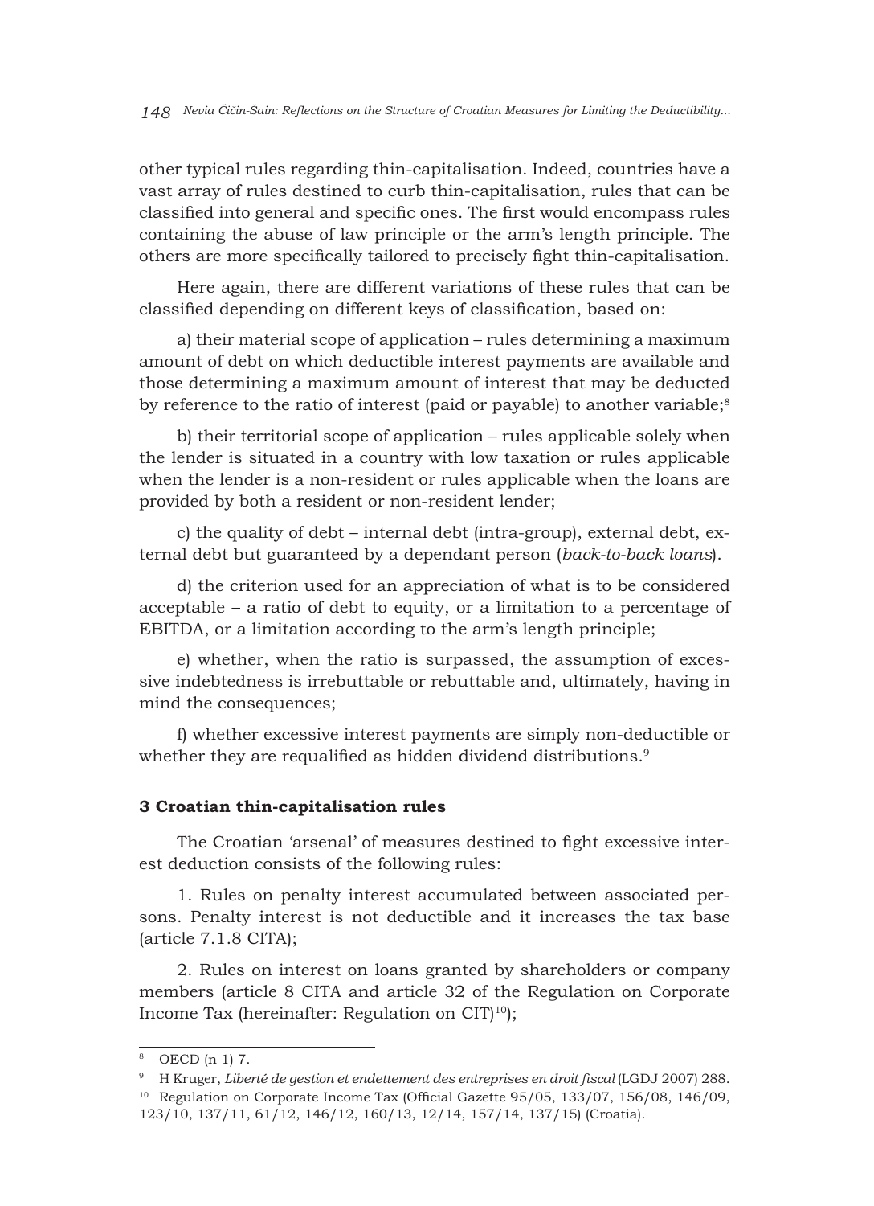other typical rules regarding thin-capitalisation. Indeed, countries have a vast array of rules destined to curb thin-capitalisation, rules that can be classified into general and specific ones. The first would encompass rules containing the abuse of law principle or the arm's length principle. The others are more specifically tailored to precisely fight thin-capitalisation.

Here again, there are different variations of these rules that can be classified depending on different keys of classification, based on:

a) their material scope of application – rules determining a maximum amount of debt on which deductible interest payments are available and those determining a maximum amount of interest that may be deducted by reference to the ratio of interest (paid or payable) to another variable;[8]

b) their territorial scope of application – rules applicable solely when the lender is situated in a country with low taxation or rules applicable when the lender is a non-resident or rules applicable when the loans are provided by both a resident or non-resident lender;

c) the quality of debt – internal debt (intra-group), external debt, external debt but guaranteed by a dependant person (*back-to-back loans*).

d) the criterion used for an appreciation of what is to be considered acceptable – a ratio of debt to equity, or a limitation to a percentage of EBITDA, or a limitation according to the arm's length principle;

e) whether, when the ratio is surpassed, the assumption of excessive indebtedness is irrebuttable or rebuttable and, ultimately, having in mind the consequences;

f) whether excessive interest payments are simply non-deductible or whether they are requalified as hidden dividend distributions.[9]

### 3 Croatian thin-capitalisation rules

The Croatian 'arsenal' of measures destined to fight excessive interest deduction consists of the following rules:

1. Rules on penalty interest accumulated between associated persons. Penalty interest is not deductible and it increases the tax base (article 7.1.8 CITA);

2. Rules on interest on loans granted by shareholders or company members (article 8 CITA and article 32 of the Regulation on Corporate Income Tax (hereinafter: Regulation on CIT)[10]);

---

[8] OECD (n 1) 7.

[9] H Kruger, *Liberté de gestion et endettement des entreprises en droit fiscal* (LGDJ 2007) 288.

[10] Regulation on Corporate Income Tax (Official Gazette 95/05, 133/07, 156/08, 146/09, 123/10, 137/11, 61/12, 146/12, 160/13, 12/14, 157/14, 137/15) (Croatia).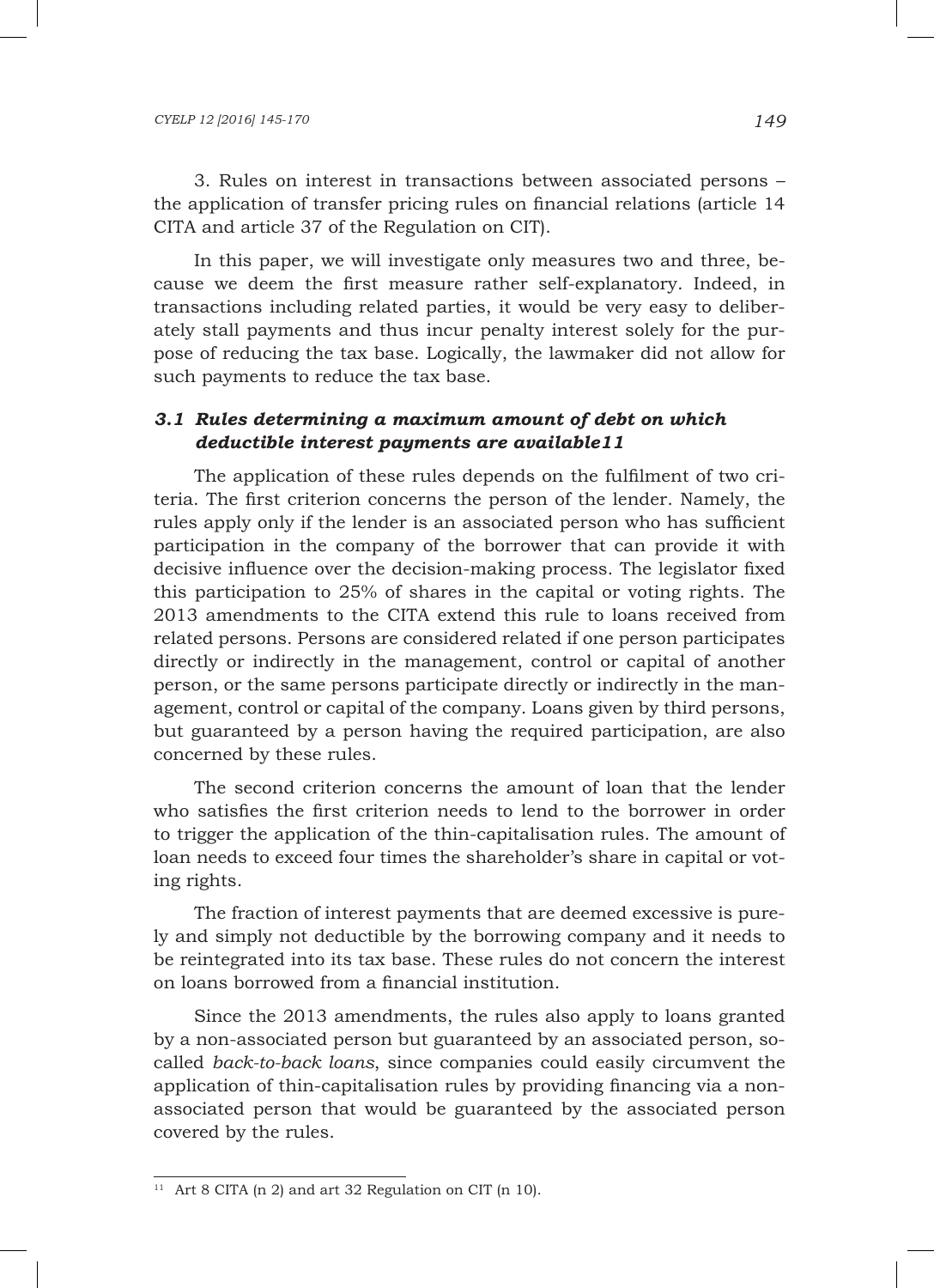3. Rules on interest in transactions between associated persons – the application of transfer pricing rules on financial relations (article 14 CITA and article 37 of the Regulation on CIT).

In this paper, we will investigate only measures two and three, because we deem the first measure rather self-explanatory. Indeed, in transactions including related parties, it would be very easy to deliberately stall payments and thus incur penalty interest solely for the purpose of reducing the tax base. Logically, the lawmaker did not allow for such payments to reduce the tax base.

### *3.1 Rules determining a maximum amount of debt on which deductible interest payments are available*[11]

The application of these rules depends on the fulfilment of two criteria. The first criterion concerns the person of the lender. Namely, the rules apply only if the lender is an associated person who has sufficient participation in the company of the borrower that can provide it with decisive influence over the decision-making process. The legislator fixed this participation to 25% of shares in the capital or voting rights. The 2013 amendments to the CITA extend this rule to loans received from related persons. Persons are considered related if one person participates directly or indirectly in the management, control or capital of another person, or the same persons participate directly or indirectly in the management, control or capital of the company. Loans given by third persons, but guaranteed by a person having the required participation, are also concerned by these rules.

The second criterion concerns the amount of loan that the lender who satisfies the first criterion needs to lend to the borrower in order to trigger the application of the thin-capitalisation rules. The amount of loan needs to exceed four times the shareholder's share in capital or voting rights.

The fraction of interest payments that are deemed excessive is purely and simply not deductible by the borrowing company and it needs to be reintegrated into its tax base. These rules do not concern the interest on loans borrowed from a financial institution.

Since the 2013 amendments, the rules also apply to loans granted by a non-associated person but guaranteed by an associated person, so-called *back-to-back loans*, since companies could easily circumvent the application of thin-capitalisation rules by providing financing via a non-associated person that would be guaranteed by the associated person covered by the rules.

[11] Art 8 CITA (n 2) and art 32 Regulation on CIT (n 10).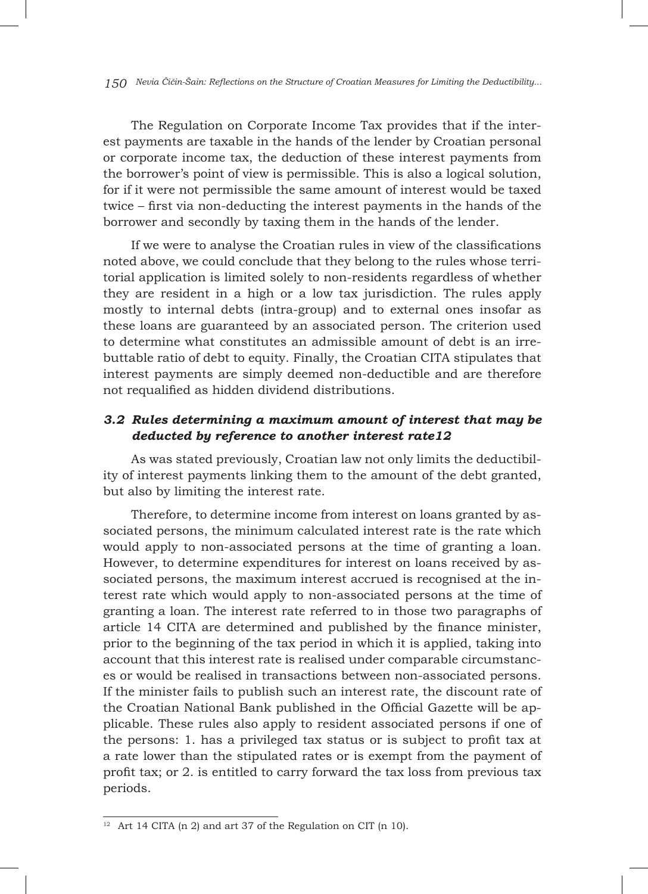The Regulation on Corporate Income Tax provides that if the interest payments are taxable in the hands of the lender by Croatian personal or corporate income tax, the deduction of these interest payments from the borrower's point of view is permissible. This is also a logical solution, for if it were not permissible the same amount of interest would be taxed twice – first via non-deducting the interest payments in the hands of the borrower and secondly by taxing them in the hands of the lender.

If we were to analyse the Croatian rules in view of the classifications noted above, we could conclude that they belong to the rules whose territorial application is limited solely to non-residents regardless of whether they are resident in a high or a low tax jurisdiction. The rules apply mostly to internal debts (intra-group) and to external ones insofar as these loans are guaranteed by an associated person. The criterion used to determine what constitutes an admissible amount of debt is an irrebuttable ratio of debt to equity. Finally, the Croatian CITA stipulates that interest payments are simply deemed non-deductible and are therefore not requalified as hidden dividend distributions.

### *3.2 Rules determining a maximum amount of interest that may be deducted by reference to another interest rate*[12]

As was stated previously, Croatian law not only limits the deductibility of interest payments linking them to the amount of the debt granted, but also by limiting the interest rate.

Therefore, to determine income from interest on loans granted by associated persons, the minimum calculated interest rate is the rate which would apply to non-associated persons at the time of granting a loan. However, to determine expenditures for interest on loans received by associated persons, the maximum interest accrued is recognised at the interest rate which would apply to non-associated persons at the time of granting a loan. The interest rate referred to in those two paragraphs of article 14 CITA are determined and published by the finance minister, prior to the beginning of the tax period in which it is applied, taking into account that this interest rate is realised under comparable circumstances or would be realised in transactions between non-associated persons. If the minister fails to publish such an interest rate, the discount rate of the Croatian National Bank published in the Official Gazette will be applicable. These rules also apply to resident associated persons if one of the persons: 1. has a privileged tax status or is subject to profit tax at a rate lower than the stipulated rates or is exempt from the payment of profit tax; or 2. is entitled to carry forward the tax loss from previous tax periods.

---

[12] Art 14 CITA (n 2) and art 37 of the Regulation on CIT (n 10).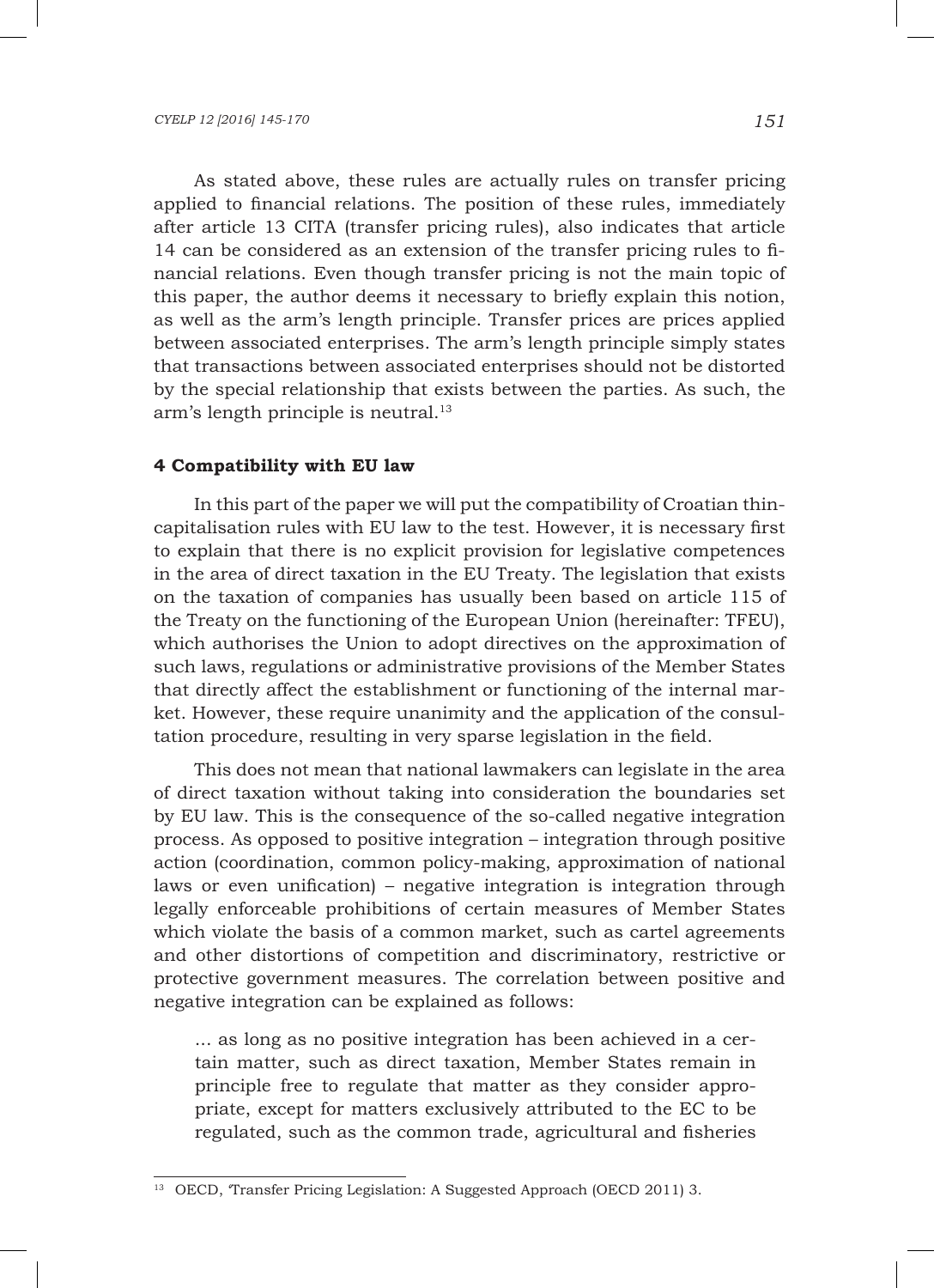As stated above, these rules are actually rules on transfer pricing applied to financial relations. The position of these rules, immediately after article 13 CITA (transfer pricing rules), also indicates that article 14 can be considered as an extension of the transfer pricing rules to financial relations. Even though transfer pricing is not the main topic of this paper, the author deems it necessary to briefly explain this notion, as well as the arm's length principle. Transfer prices are prices applied between associated enterprises. The arm's length principle simply states that transactions between associated enterprises should not be distorted by the special relationship that exists between the parties. As such, the arm's length principle is neutral.[13]

### 4 Compatibility with EU law

In this part of the paper we will put the compatibility of Croatian thin-capitalisation rules with EU law to the test. However, it is necessary first to explain that there is no explicit provision for legislative competences in the area of direct taxation in the EU Treaty. The legislation that exists on the taxation of companies has usually been based on article 115 of the Treaty on the functioning of the European Union (hereinafter: TFEU), which authorises the Union to adopt directives on the approximation of such laws, regulations or administrative provisions of the Member States that directly affect the establishment or functioning of the internal market. However, these require unanimity and the application of the consultation procedure, resulting in very sparse legislation in the field.

This does not mean that national lawmakers can legislate in the area of direct taxation without taking into consideration the boundaries set by EU law. This is the consequence of the so-called negative integration process. As opposed to positive integration – integration through positive action (coordination, common policy-making, approximation of national laws or even unification) – negative integration is integration through legally enforceable prohibitions of certain measures of Member States which violate the basis of a common market, such as cartel agreements and other distortions of competition and discriminatory, restrictive or protective government measures. The correlation between positive and negative integration can be explained as follows:

> ... as long as no positive integration has been achieved in a certain matter, such as direct taxation, Member States remain in principle free to regulate that matter as they consider appropriate, except for matters exclusively attributed to the EC to be regulated, such as the common trade, agricultural and fisheries

---

[13] OECD, 'Transfer Pricing Legislation: A Suggested Approach (OECD 2011) 3.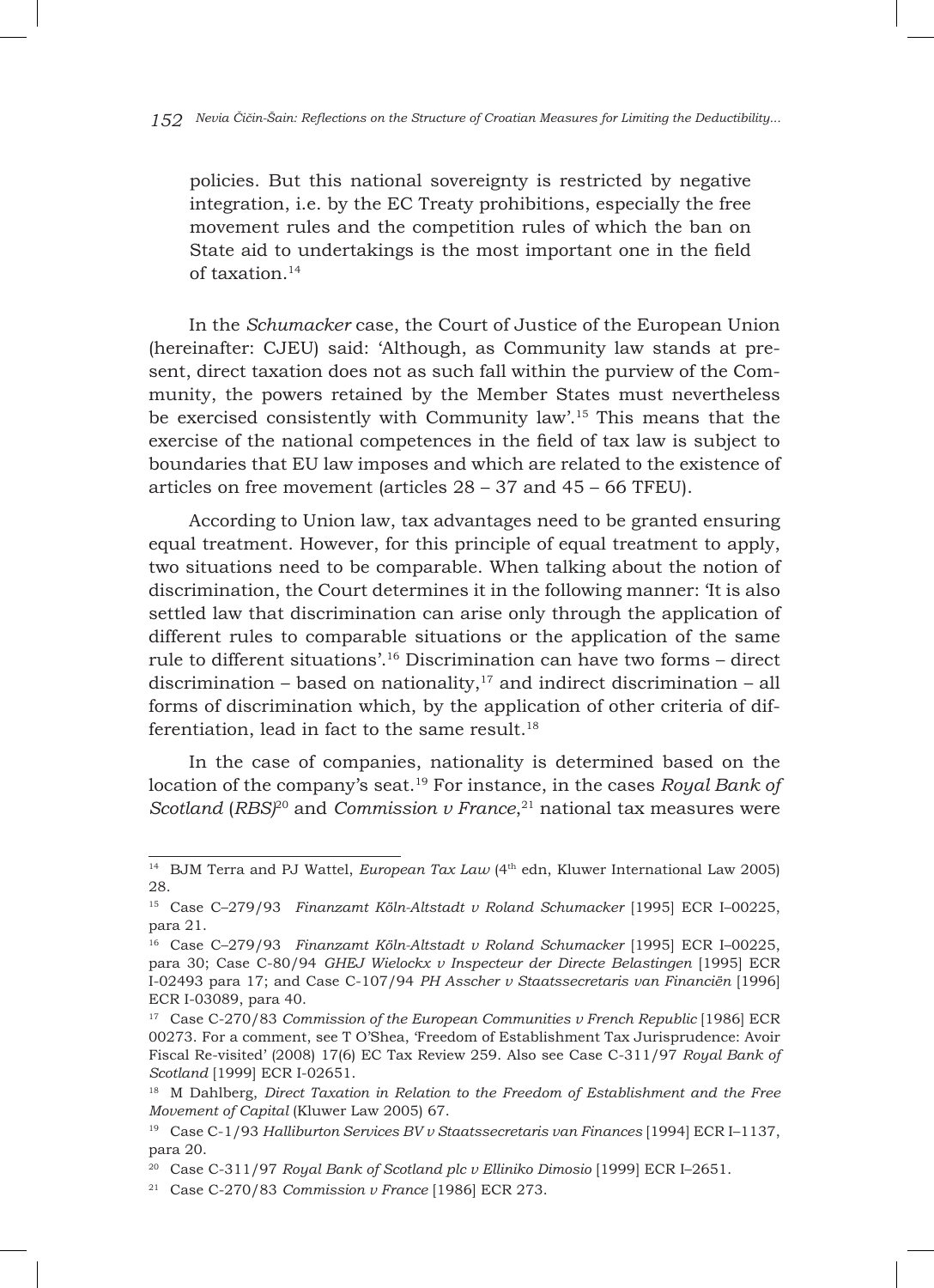policies. But this national sovereignty is restricted by negative integration, i.e. by the EC Treaty prohibitions, especially the free movement rules and the competition rules of which the ban on State aid to undertakings is the most important one in the field of taxation.[14]

In the *Schumacker* case, the Court of Justice of the European Union (hereinafter: CJEU) said: 'Although, as Community law stands at present, direct taxation does not as such fall within the purview of the Community, the powers retained by the Member States must nevertheless be exercised consistently with Community law'.[15] This means that the exercise of the national competences in the field of tax law is subject to boundaries that EU law imposes and which are related to the existence of articles on free movement (articles 28 – 37 and 45 – 66 TFEU).

According to Union law, tax advantages need to be granted ensuring equal treatment. However, for this principle of equal treatment to apply, two situations need to be comparable. When talking about the notion of discrimination, the Court determines it in the following manner: 'It is also settled law that discrimination can arise only through the application of different rules to comparable situations or the application of the same rule to different situations'.[16] Discrimination can have two forms – direct discrimination – based on nationality,[17] and indirect discrimination – all forms of discrimination which, by the application of other criteria of differentiation, lead in fact to the same result.[18]

In the case of companies, nationality is determined based on the location of the company's seat.[19] For instance, in the cases *Royal Bank of Scotland* (*RBS*)[20] and *Commission v France*,[21] national tax measures were

---

[14] BJM Terra and PJ Wattel, *European Tax Law* (4th edn, Kluwer International Law 2005) 28.

[15] Case C–279/93 *Finanzamt Köln-Altstadt v Roland Schumacker* [1995] ECR I–00225, para 21.

[16] Case C–279/93 *Finanzamt Köln-Altstadt v Roland Schumacker* [1995] ECR I–00225, para 30; Case C-80/94 *GHEJ Wielockx v Inspecteur der Directe Belastingen* [1995] ECR I-02493 para 17; and Case C-107/94 *PH Asscher v Staatssecretaris van Financiën* [1996] ECR I-03089, para 40.

[17] Case C-270/83 *Commission of the European Communities v French Republic* [1986] ECR 00273. For a comment, see T O'Shea, 'Freedom of Establishment Tax Jurisprudence: Avoir Fiscal Re-visited' (2008) 17(6) EC Tax Review 259. Also see Case C-311/97 *Royal Bank of Scotland* [1999] ECR I-02651.

[18] M Dahlberg, *Direct Taxation in Relation to the Freedom of Establishment and the Free Movement of Capital* (Kluwer Law 2005) 67.

[19] Case C-1/93 *Halliburton Services BV v Staatssecretaris van Finances* [1994] ECR I–1137, para 20.

[20] Case C-311/97 *Royal Bank of Scotland plc v Elliniko Dimosio* [1999] ECR I–2651.

[21] Case C-270/83 *Commission v France* [1986] ECR 273.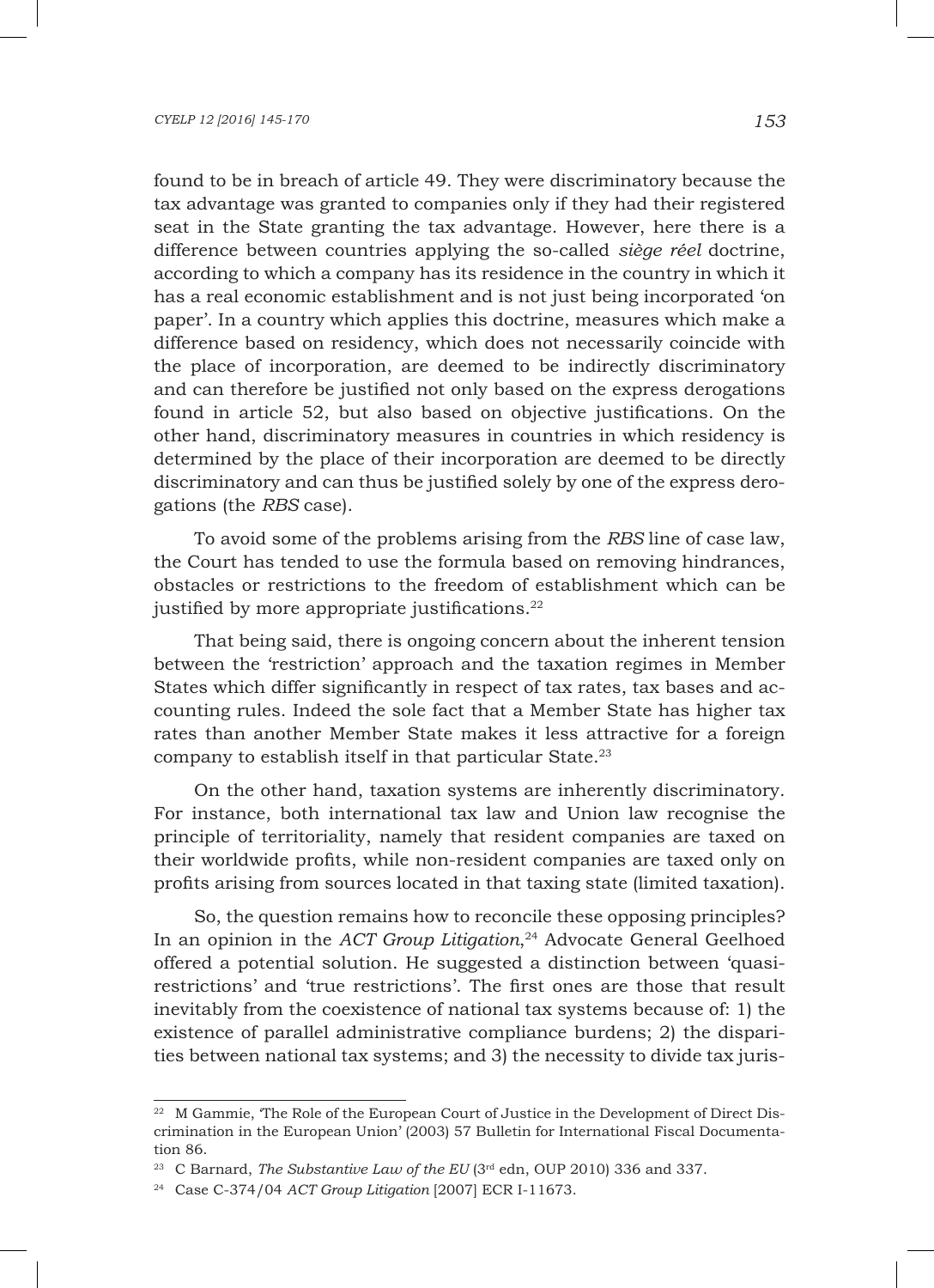found to be in breach of article 49. They were discriminatory because the tax advantage was granted to companies only if they had their registered seat in the State granting the tax advantage. However, here there is a difference between countries applying the so-called *siège réel* doctrine, according to which a company has its residence in the country in which it has a real economic establishment and is not just being incorporated 'on paper'. In a country which applies this doctrine, measures which make a difference based on residency, which does not necessarily coincide with the place of incorporation, are deemed to be indirectly discriminatory and can therefore be justified not only based on the express derogations found in article 52, but also based on objective justifications. On the other hand, discriminatory measures in countries in which residency is determined by the place of their incorporation are deemed to be directly discriminatory and can thus be justified solely by one of the express derogations (the *RBS* case).

To avoid some of the problems arising from the *RBS* line of case law, the Court has tended to use the formula based on removing hindrances, obstacles or restrictions to the freedom of establishment which can be justified by more appropriate justifications.[22]

That being said, there is ongoing concern about the inherent tension between the 'restriction' approach and the taxation regimes in Member States which differ significantly in respect of tax rates, tax bases and accounting rules. Indeed the sole fact that a Member State has higher tax rates than another Member State makes it less attractive for a foreign company to establish itself in that particular State.[23]

On the other hand, taxation systems are inherently discriminatory. For instance, both international tax law and Union law recognise the principle of territoriality, namely that resident companies are taxed on their worldwide profits, while non-resident companies are taxed only on profits arising from sources located in that taxing state (limited taxation).

So, the question remains how to reconcile these opposing principles? In an opinion in the *ACT Group Litigation*,[24] Advocate General Geelhoed offered a potential solution. He suggested a distinction between 'quasi-restrictions' and 'true restrictions'. The first ones are those that result inevitably from the coexistence of national tax systems because of: 1) the existence of parallel administrative compliance burdens; 2) the disparities between national tax systems; and 3) the necessity to divide tax juris-

---

[22] M Gammie, 'The Role of the European Court of Justice in the Development of Direct Discrimination in the European Union' (2003) 57 Bulletin for International Fiscal Documentation 86.

[23] C Barnard, *The Substantive Law of the EU* (3rd edn, OUP 2010) 336 and 337.

[24] Case C-374/04 *ACT Group Litigation* [2007] ECR I-11673.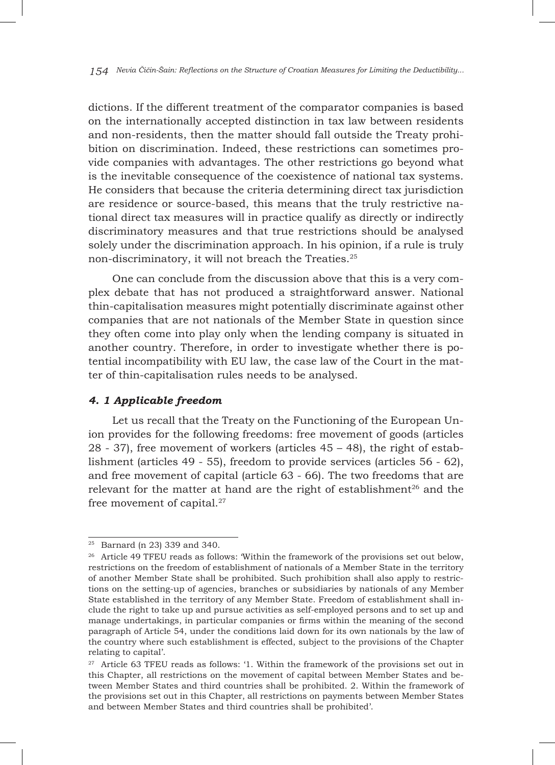dictions. If the different treatment of the comparator companies is based on the internationally accepted distinction in tax law between residents and non-residents, then the matter should fall outside the Treaty prohibition on discrimination. Indeed, these restrictions can sometimes provide companies with advantages. The other restrictions go beyond what is the inevitable consequence of the coexistence of national tax systems. He considers that because the criteria determining direct tax jurisdiction are residence or source-based, this means that the truly restrictive national direct tax measures will in practice qualify as directly or indirectly discriminatory measures and that true restrictions should be analysed solely under the discrimination approach. In his opinion, if a rule is truly non-discriminatory, it will not breach the Treaties.[25]

One can conclude from the discussion above that this is a very complex debate that has not produced a straightforward answer. National thin-capitalisation measures might potentially discriminate against other companies that are not nationals of the Member State in question since they often come into play only when the lending company is situated in another country. Therefore, in order to investigate whether there is potential incompatibility with EU law, the case law of the Court in the matter of thin-capitalisation rules needs to be analysed.

### *4. 1 Applicable freedom*

Let us recall that the Treaty on the Functioning of the European Union provides for the following freedoms: free movement of goods (articles 28 - 37), free movement of workers (articles 45 – 48), the right of establishment (articles 49 - 55), freedom to provide services (articles 56 - 62), and free movement of capital (article 63 - 66). The two freedoms that are relevant for the matter at hand are the right of establishment[26] and the free movement of capital.[27]

---

[25] Barnard (n 23) 339 and 340.

[26] Article 49 TFEU reads as follows: 'Within the framework of the provisions set out below, restrictions on the freedom of establishment of nationals of a Member State in the territory of another Member State shall be prohibited. Such prohibition shall also apply to restrictions on the setting-up of agencies, branches or subsidiaries by nationals of any Member State established in the territory of any Member State. Freedom of establishment shall include the right to take up and pursue activities as self-employed persons and to set up and manage undertakings, in particular companies or firms within the meaning of the second paragraph of Article 54, under the conditions laid down for its own nationals by the law of the country where such establishment is effected, subject to the provisions of the Chapter relating to capital'.

[27] Article 63 TFEU reads as follows: '1. Within the framework of the provisions set out in this Chapter, all restrictions on the movement of capital between Member States and between Member States and third countries shall be prohibited. 2. Within the framework of the provisions set out in this Chapter, all restrictions on payments between Member States and between Member States and third countries shall be prohibited'.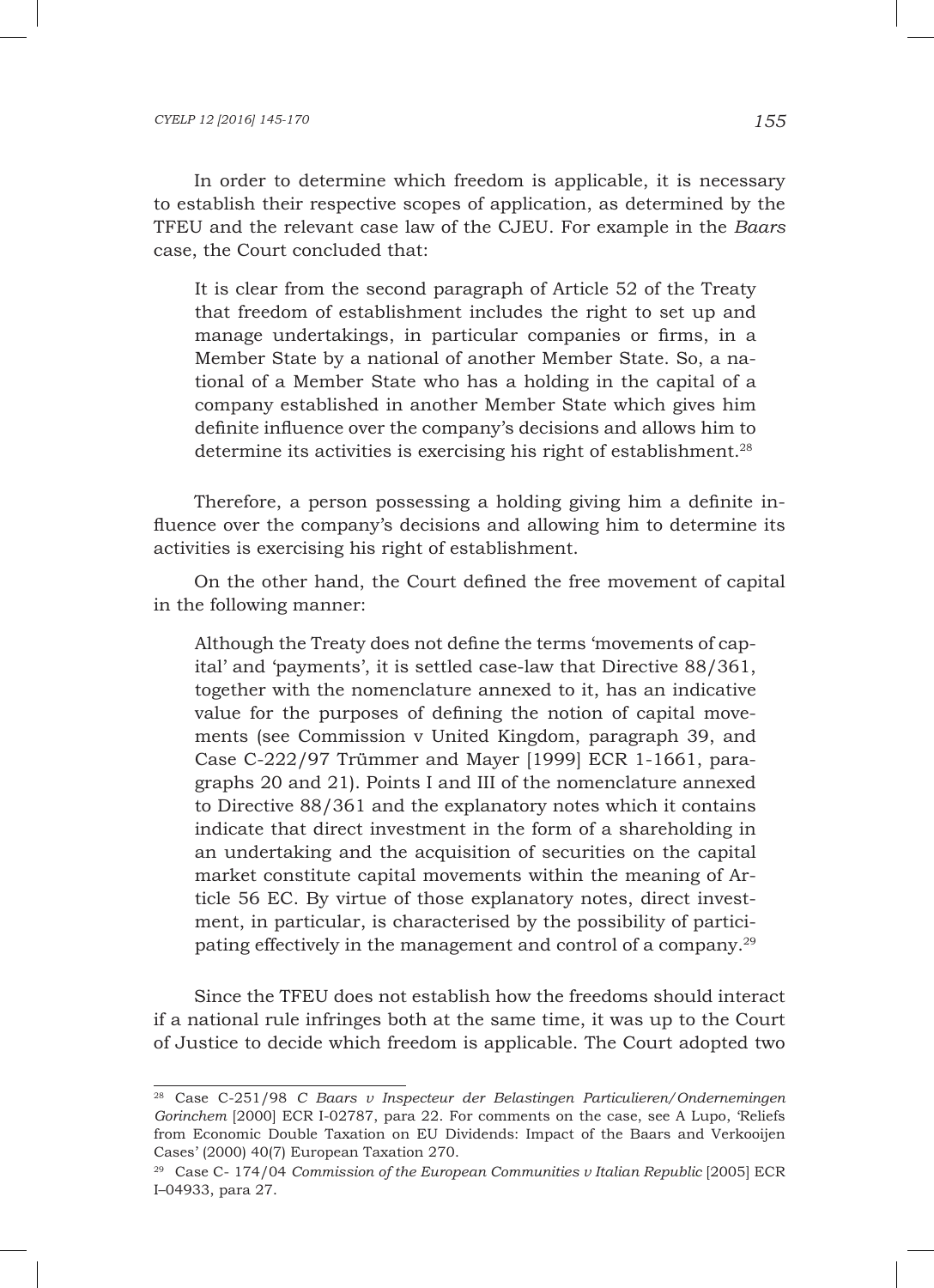In order to determine which freedom is applicable, it is necessary to establish their respective scopes of application, as determined by the TFEU and the relevant case law of the CJEU. For example in the *Baars* case, the Court concluded that:

> It is clear from the second paragraph of Article 52 of the Treaty that freedom of establishment includes the right to set up and manage undertakings, in particular companies or firms, in a Member State by a national of another Member State. So, a national of a Member State who has a holding in the capital of a company established in another Member State which gives him definite influence over the company's decisions and allows him to determine its activities is exercising his right of establishment.[28]

Therefore, a person possessing a holding giving him a definite influence over the company's decisions and allowing him to determine its activities is exercising his right of establishment.

On the other hand, the Court defined the free movement of capital in the following manner:

> Although the Treaty does not define the terms 'movements of capital' and 'payments', it is settled case-law that Directive 88/361, together with the nomenclature annexed to it, has an indicative value for the purposes of defining the notion of capital movements (see Commission v United Kingdom, paragraph 39, and Case C-222/97 Trümmer and Mayer [1999] ECR 1-1661, paragraphs 20 and 21). Points I and III of the nomenclature annexed to Directive 88/361 and the explanatory notes which it contains indicate that direct investment in the form of a shareholding in an undertaking and the acquisition of securities on the capital market constitute capital movements within the meaning of Article 56 EC. By virtue of those explanatory notes, direct investment, in particular, is characterised by the possibility of participating effectively in the management and control of a company.[29]

Since the TFEU does not establish how the freedoms should interact if a national rule infringes both at the same time, it was up to the Court of Justice to decide which freedom is applicable. The Court adopted two

---

[28] Case C-251/98 *C Baars v Inspecteur der Belastingen Particulieren/Ondernemingen Gorinchem* [2000] ECR I-02787, para 22. For comments on the case, see A Lupo, 'Reliefs from Economic Double Taxation on EU Dividends: Impact of the Baars and Verkooijen Cases' (2000) 40(7) European Taxation 270.

[29] Case C- 174/04 *Commission of the European Communities v Italian Republic* [2005] ECR I–04933, para 27.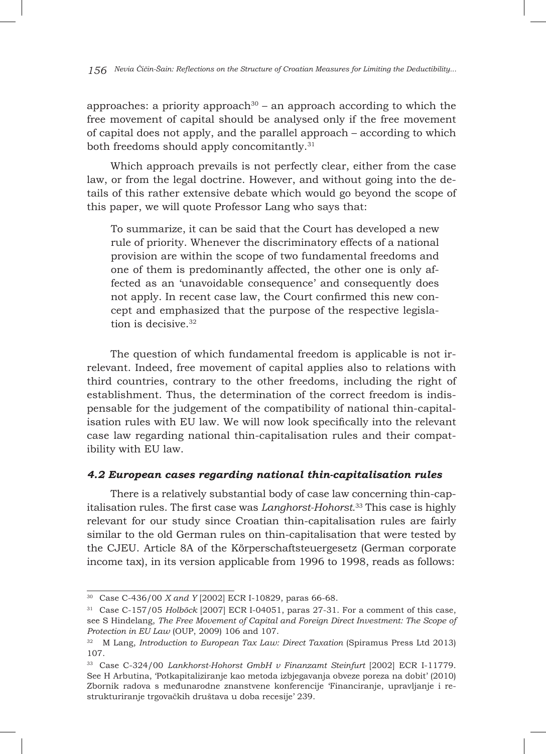approaches: a priority approach[30] – an approach according to which the free movement of capital should be analysed only if the free movement of capital does not apply, and the parallel approach – according to which both freedoms should apply concomitantly.[31]

Which approach prevails is not perfectly clear, either from the case law, or from the legal doctrine. However, and without going into the details of this rather extensive debate which would go beyond the scope of this paper, we will quote Professor Lang who says that:

> To summarize, it can be said that the Court has developed a new rule of priority. Whenever the discriminatory effects of a national provision are within the scope of two fundamental freedoms and one of them is predominantly affected, the other one is only affected as an 'unavoidable consequence' and consequently does not apply. In recent case law, the Court confirmed this new concept and emphasized that the purpose of the respective legislation is decisive.[32]

The question of which fundamental freedom is applicable is not irrelevant. Indeed, free movement of capital applies also to relations with third countries, contrary to the other freedoms, including the right of establishment. Thus, the determination of the correct freedom is indispensable for the judgement of the compatibility of national thin-capitalisation rules with EU law. We will now look specifically into the relevant case law regarding national thin-capitalisation rules and their compatibility with EU law.

### *4.2 European cases regarding national thin-capitalisation rules*

There is a relatively substantial body of case law concerning thin-capitalisation rules. The first case was *Langhorst-Hohorst.*[33] This case is highly relevant for our study since Croatian thin-capitalisation rules are fairly similar to the old German rules on thin-capitalisation that were tested by the CJEU. Article 8A of the Körperschaftsteuergesetz (German corporate income tax), in its version applicable from 1996 to 1998, reads as follows:

---

[30] Case C-436/00 *X and Y* [2002] ECR I-10829, paras 66-68.

[31] Case C-157/05 *Holböck* [2007] ECR I-04051, paras 27-31. For a comment of this case, see S Hindelang, *The Free Movement of Capital and Foreign Direct Investment: The Scope of Protection in EU Law* (OUP, 2009) 106 and 107.

[32] M Lang, *Introduction to European Tax Law: Direct Taxation* (Spiramus Press Ltd 2013) 107.

[33] Case C-324/00 *Lankhorst-Hohorst GmbH v Finanzamt Steinfurt* [2002] ECR I-11779. See H Arbutina, 'Potkapitaliziranje kao metoda izbjegavanja obveze poreza na dobit' (2010) Zbornik radova s međunarodne znanstvene konferencije 'Financiranje, upravljanje i restrukturiranje trgovačkih društava u doba recesije' 239.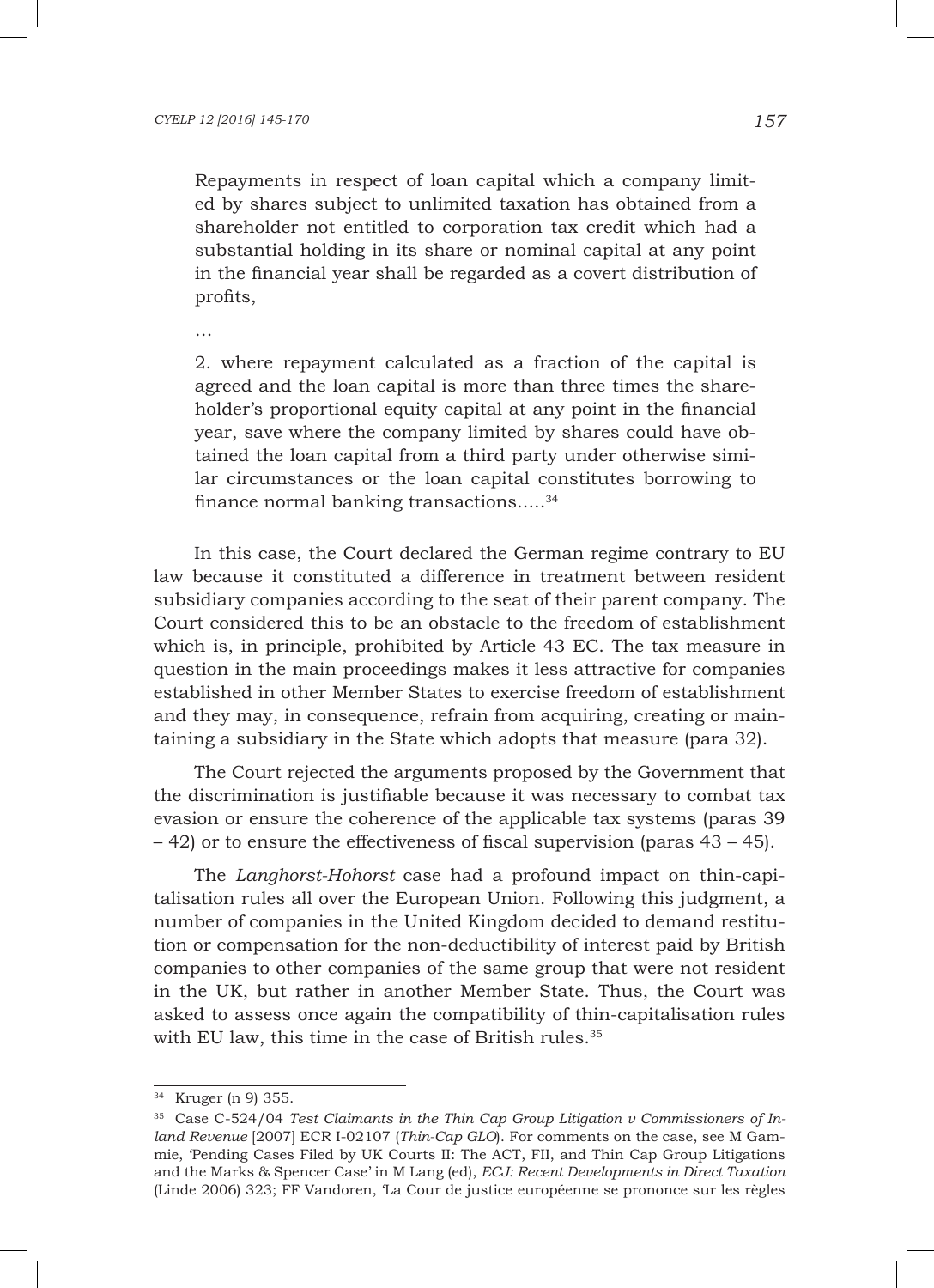> Repayments in respect of loan capital which a company limited by shares subject to unlimited taxation has obtained from a shareholder not entitled to corporation tax credit which had a substantial holding in its share or nominal capital at any point in the financial year shall be regarded as a covert distribution of profits,
>
> …
>
> 2. where repayment calculated as a fraction of the capital is agreed and the loan capital is more than three times the shareholder's proportional equity capital at any point in the financial year, save where the company limited by shares could have obtained the loan capital from a third party under otherwise similar circumstances or the loan capital constitutes borrowing to finance normal banking transactions.....[34]

In this case, the Court declared the German regime contrary to EU law because it constituted a difference in treatment between resident subsidiary companies according to the seat of their parent company. The Court considered this to be an obstacle to the freedom of establishment which is, in principle, prohibited by Article 43 EC. The tax measure in question in the main proceedings makes it less attractive for companies established in other Member States to exercise freedom of establishment and they may, in consequence, refrain from acquiring, creating or maintaining a subsidiary in the State which adopts that measure (para 32).

The Court rejected the arguments proposed by the Government that the discrimination is justifiable because it was necessary to combat tax evasion or ensure the coherence of the applicable tax systems (paras 39 – 42) or to ensure the effectiveness of fiscal supervision (paras 43 – 45).

The *Langhorst-Hohorst* case had a profound impact on thin-capitalisation rules all over the European Union. Following this judgment, a number of companies in the United Kingdom decided to demand restitution or compensation for the non-deductibility of interest paid by British companies to other companies of the same group that were not resident in the UK, but rather in another Member State. Thus, the Court was asked to assess once again the compatibility of thin-capitalisation rules with EU law, this time in the case of British rules.[35]

---

[34] Kruger (n 9) 355.

[35] Case C-524/04 *Test Claimants in the Thin Cap Group Litigation v Commissioners of Inland Revenue* [2007] ECR I-02107 (*Thin-Cap GLO*). For comments on the case, see M Gammie, 'Pending Cases Filed by UK Courts II: The ACT, FII, and Thin Cap Group Litigations and the Marks & Spencer Case' in M Lang (ed), *ECJ: Recent Developments in Direct Taxation* (Linde 2006) 323; FF Vandoren, 'La Cour de justice européenne se prononce sur les règles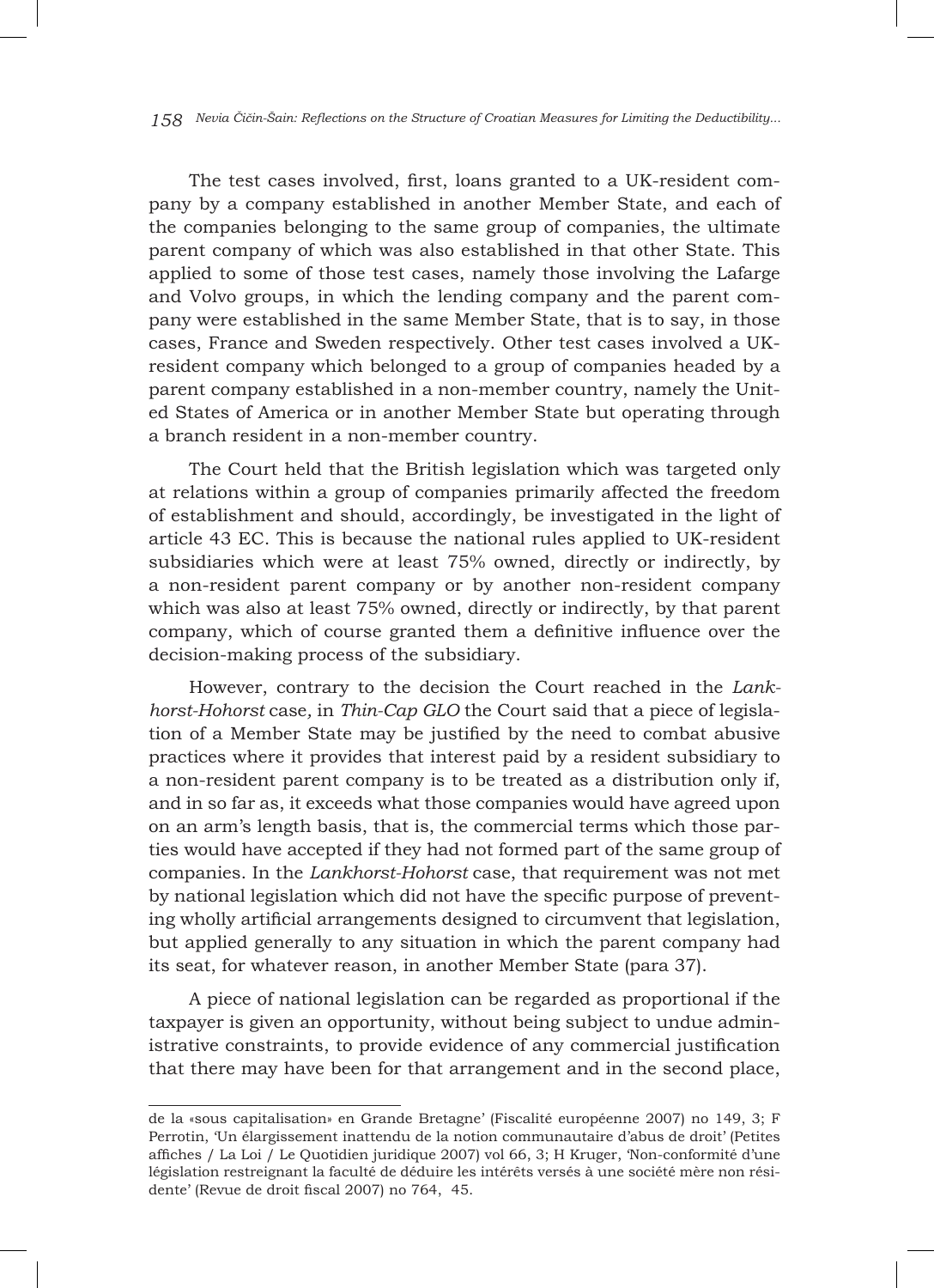The test cases involved, first, loans granted to a UK-resident company by a company established in another Member State, and each of the companies belonging to the same group of companies, the ultimate parent company of which was also established in that other State. This applied to some of those test cases, namely those involving the Lafarge and Volvo groups, in which the lending company and the parent company were established in the same Member State, that is to say, in those cases, France and Sweden respectively. Other test cases involved a UK-resident company which belonged to a group of companies headed by a parent company established in a non-member country, namely the United States of America or in another Member State but operating through a branch resident in a non-member country.

The Court held that the British legislation which was targeted only at relations within a group of companies primarily affected the freedom of establishment and should, accordingly, be investigated in the light of article 43 EC. This is because the national rules applied to UK-resident subsidiaries which were at least 75% owned, directly or indirectly, by a non-resident parent company or by another non-resident company which was also at least 75% owned, directly or indirectly, by that parent company, which of course granted them a definitive influence over the decision-making process of the subsidiary.

However, contrary to the decision the Court reached in the *Lankhorst-Hohorst* case*,* in *Thin-Cap GLO* the Court said that a piece of legislation of a Member State may be justified by the need to combat abusive practices where it provides that interest paid by a resident subsidiary to a non-resident parent company is to be treated as a distribution only if, and in so far as, it exceeds what those companies would have agreed upon on an arm's length basis, that is, the commercial terms which those parties would have accepted if they had not formed part of the same group of companies. In the *Lankhorst-Hohorst* case, that requirement was not met by national legislation which did not have the specific purpose of preventing wholly artificial arrangements designed to circumvent that legislation, but applied generally to any situation in which the parent company had its seat, for whatever reason, in another Member State (para 37).

A piece of national legislation can be regarded as proportional if the taxpayer is given an opportunity, without being subject to undue administrative constraints, to provide evidence of any commercial justification that there may have been for that arrangement and in the second place,

---

de la «sous capitalisation» en Grande Bretagne' (Fiscalité européenne 2007) no 149, 3; F Perrotin, 'Un élargissement inattendu de la notion communautaire d'abus de droit' (Petites affiches / La Loi / Le Quotidien juridique 2007) vol 66, 3; H Kruger, 'Non-conformité d'une législation restreignant la faculté de déduire les intérêts versés à une société mère non résidente' (Revue de droit fiscal 2007) no 764, 45.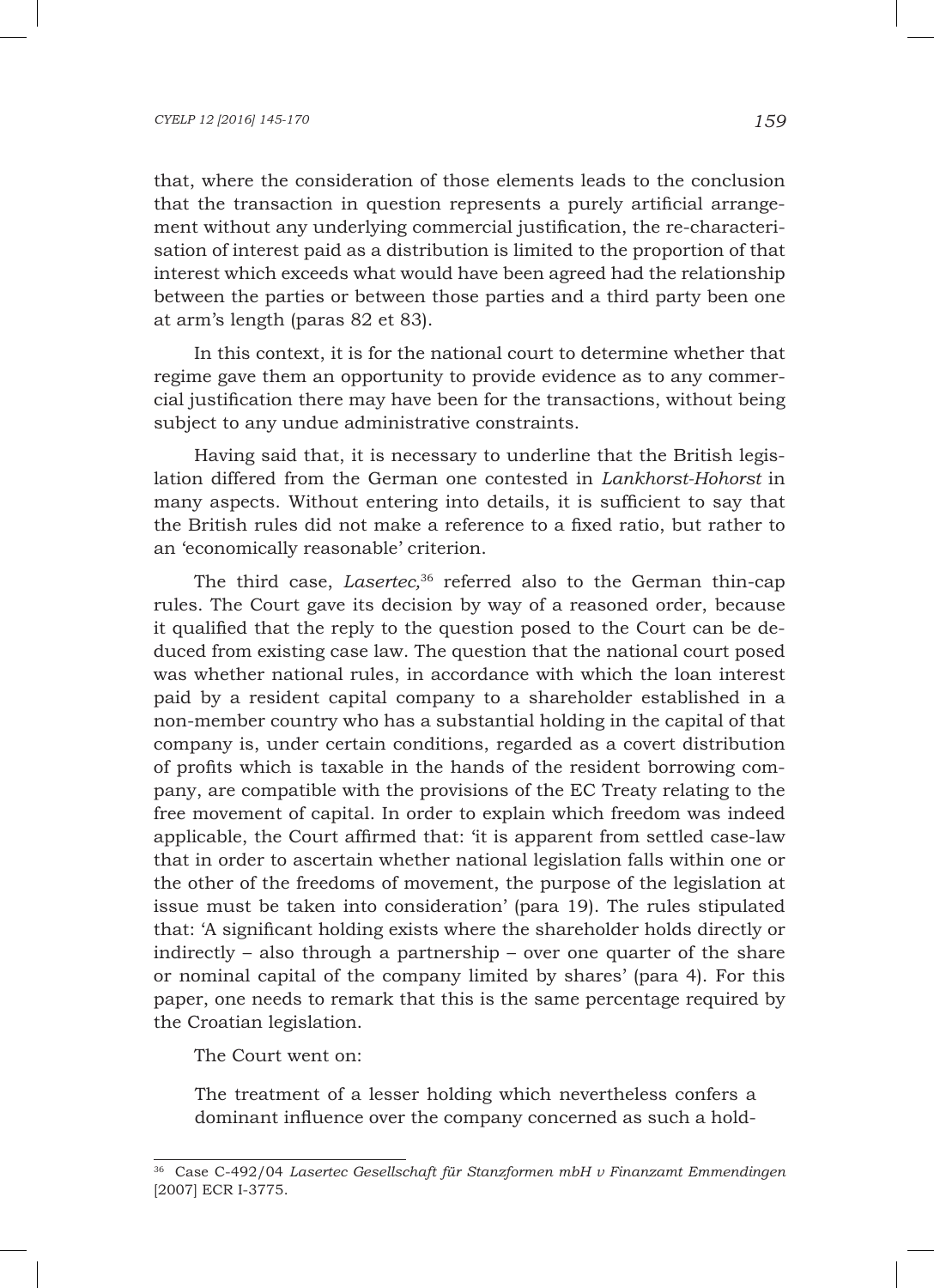that, where the consideration of those elements leads to the conclusion that the transaction in question represents a purely artificial arrangement without any underlying commercial justification, the re-characterisation of interest paid as a distribution is limited to the proportion of that interest which exceeds what would have been agreed had the relationship between the parties or between those parties and a third party been one at arm's length (paras 82 et 83).

In this context, it is for the national court to determine whether that regime gave them an opportunity to provide evidence as to any commercial justification there may have been for the transactions, without being subject to any undue administrative constraints.

Having said that, it is necessary to underline that the British legislation differed from the German one contested in *Lankhorst-Hohorst* in many aspects. Without entering into details, it is sufficient to say that the British rules did not make a reference to a fixed ratio, but rather to an 'economically reasonable' criterion.

The third case, *Lasertec,*[36] referred also to the German thin-cap rules. The Court gave its decision by way of a reasoned order, because it qualified that the reply to the question posed to the Court can be deduced from existing case law. The question that the national court posed was whether national rules, in accordance with which the loan interest paid by a resident capital company to a shareholder established in a non-member country who has a substantial holding in the capital of that company is, under certain conditions, regarded as a covert distribution of profits which is taxable in the hands of the resident borrowing company, are compatible with the provisions of the EC Treaty relating to the free movement of capital. In order to explain which freedom was indeed applicable, the Court affirmed that: 'it is apparent from settled case-law that in order to ascertain whether national legislation falls within one or the other of the freedoms of movement, the purpose of the legislation at issue must be taken into consideration' (para 19). The rules stipulated that: 'A significant holding exists where the shareholder holds directly or indirectly – also through a partnership – over one quarter of the share or nominal capital of the company limited by shares' (para 4). For this paper, one needs to remark that this is the same percentage required by the Croatian legislation.

The Court went on:

> The treatment of a lesser holding which nevertheless confers a dominant influence over the company concerned as such a hold-

---

[36] Case C-492/04 *Lasertec Gesellschaft für Stanzformen mbH v Finanzamt Emmendingen* [2007] ECR I-3775.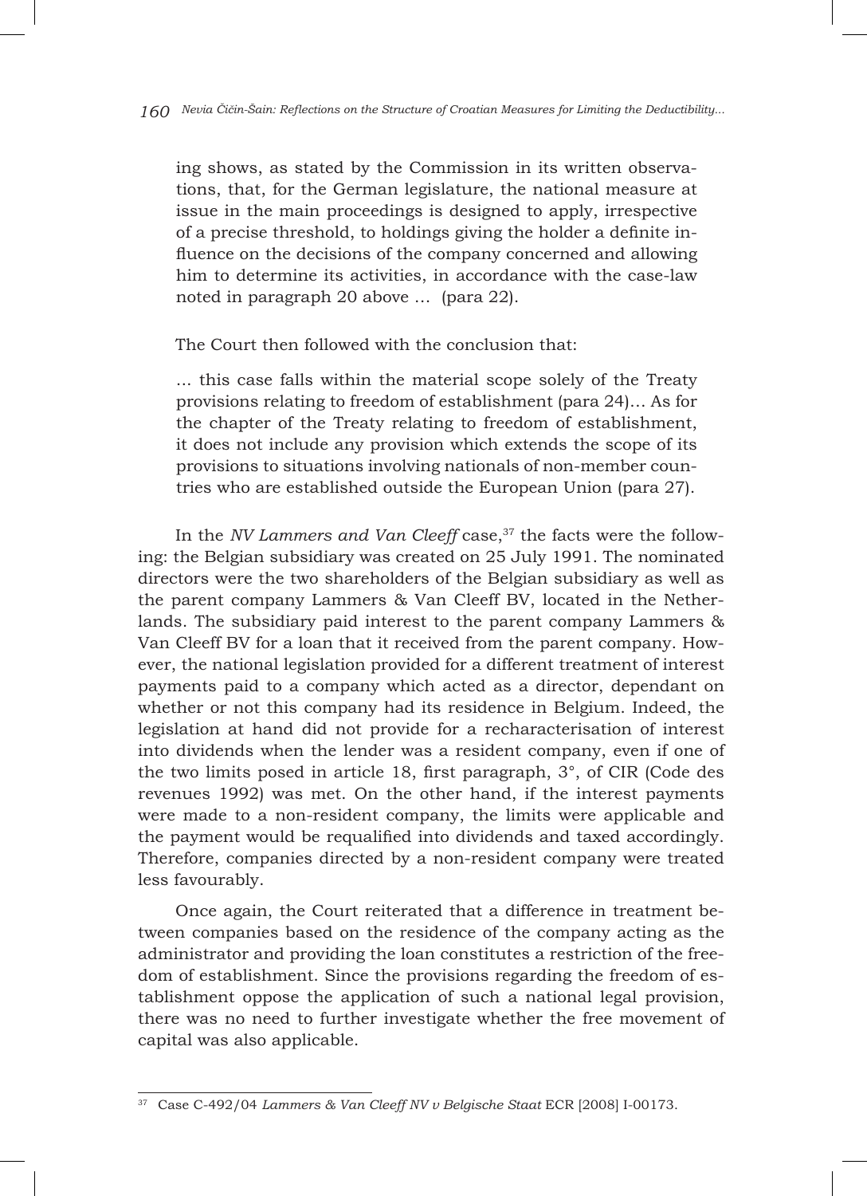> ing shows, as stated by the Commission in its written observations, that, for the German legislature, the national measure at issue in the main proceedings is designed to apply, irrespective of a precise threshold, to holdings giving the holder a definite influence on the decisions of the company concerned and allowing him to determine its activities, in accordance with the case-law noted in paragraph 20 above … (para 22).

The Court then followed with the conclusion that:

> … this case falls within the material scope solely of the Treaty provisions relating to freedom of establishment (para 24)… As for the chapter of the Treaty relating to freedom of establishment, it does not include any provision which extends the scope of its provisions to situations involving nationals of non-member countries who are established outside the European Union (para 27).

In the *NV Lammers and Van Cleeff* case,[37] the facts were the following: the Belgian subsidiary was created on 25 July 1991. The nominated directors were the two shareholders of the Belgian subsidiary as well as the parent company Lammers & Van Cleeff BV, located in the Netherlands. The subsidiary paid interest to the parent company Lammers & Van Cleeff BV for a loan that it received from the parent company. However, the national legislation provided for a different treatment of interest payments paid to a company which acted as a director, dependant on whether or not this company had its residence in Belgium. Indeed, the legislation at hand did not provide for a recharacterisation of interest into dividends when the lender was a resident company, even if one of the two limits posed in article 18, first paragraph, 3°, of CIR (Code des revenues 1992) was met. On the other hand, if the interest payments were made to a non-resident company, the limits were applicable and the payment would be requalified into dividends and taxed accordingly. Therefore, companies directed by a non-resident company were treated less favourably.

Once again, the Court reiterated that a difference in treatment between companies based on the residence of the company acting as the administrator and providing the loan constitutes a restriction of the freedom of establishment. Since the provisions regarding the freedom of establishment oppose the application of such a national legal provision, there was no need to further investigate whether the free movement of capital was also applicable.

---

[37] Case C-492/04 *Lammers & Van Cleeff NV v Belgische Staat* ECR [2008] I-00173.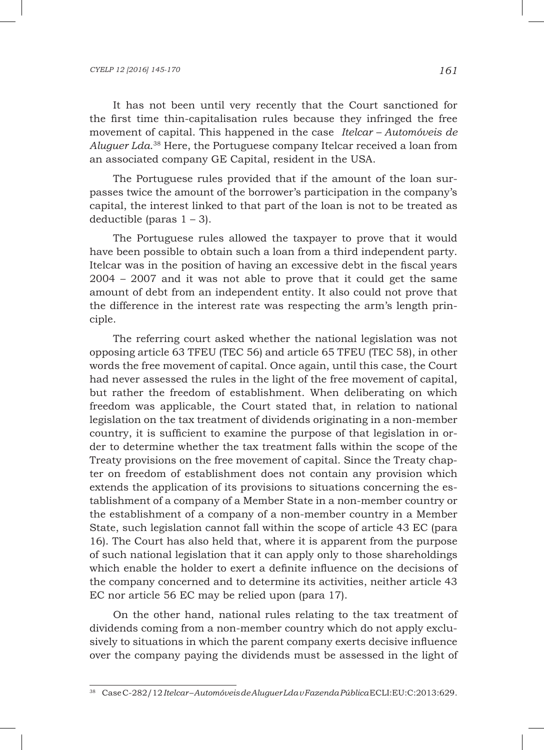It has not been until very recently that the Court sanctioned for the first time thin-capitalisation rules because they infringed the free movement of capital. This happened in the case *Itelcar – Automóveis de Aluguer Lda*.[38] Here, the Portuguese company Itelcar received a loan from an associated company GE Capital, resident in the USA.

The Portuguese rules provided that if the amount of the loan surpasses twice the amount of the borrower's participation in the company's capital, the interest linked to that part of the loan is not to be treated as deductible (paras 1 – 3).

The Portuguese rules allowed the taxpayer to prove that it would have been possible to obtain such a loan from a third independent party. Itelcar was in the position of having an excessive debt in the fiscal years 2004 – 2007 and it was not able to prove that it could get the same amount of debt from an independent entity. It also could not prove that the difference in the interest rate was respecting the arm's length principle.

The referring court asked whether the national legislation was not opposing article 63 TFEU (TEC 56) and article 65 TFEU (TEC 58), in other words the free movement of capital. Once again, until this case, the Court had never assessed the rules in the light of the free movement of capital, but rather the freedom of establishment. When deliberating on which freedom was applicable, the Court stated that, in relation to national legislation on the tax treatment of dividends originating in a non-member country, it is sufficient to examine the purpose of that legislation in order to determine whether the tax treatment falls within the scope of the Treaty provisions on the free movement of capital. Since the Treaty chapter on freedom of establishment does not contain any provision which extends the application of its provisions to situations concerning the establishment of a company of a Member State in a non-member country or the establishment of a company of a non-member country in a Member State, such legislation cannot fall within the scope of article 43 EC (para 16). The Court has also held that, where it is apparent from the purpose of such national legislation that it can apply only to those shareholdings which enable the holder to exert a definite influence on the decisions of the company concerned and to determine its activities, neither article 43 EC nor article 56 EC may be relied upon (para 17).

On the other hand, national rules relating to the tax treatment of dividends coming from a non-member country which do not apply exclusively to situations in which the parent company exerts decisive influence over the company paying the dividends must be assessed in the light of

---

[38] Case C-282/12 *Itelcar – Automóveis de Aluguer Lda v Fazenda Pública* ECLI:EU:C:2013:629.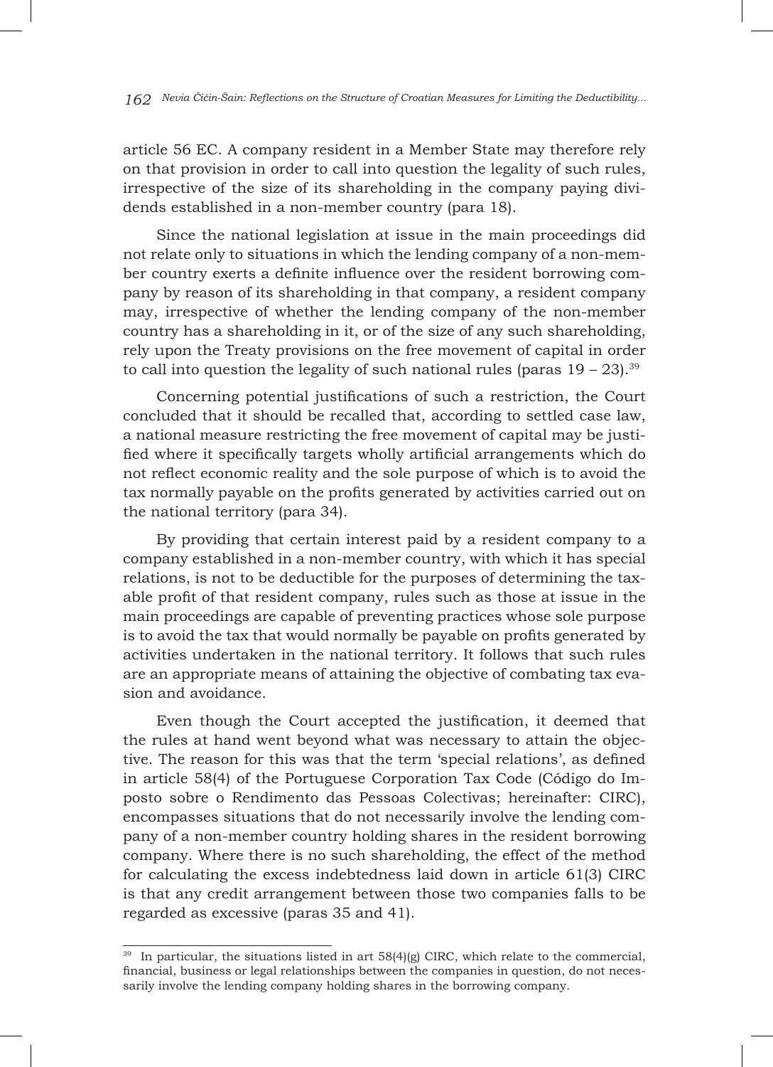article 56 EC. A company resident in a Member State may therefore rely on that provision in order to call into question the legality of such rules, irrespective of the size of its shareholding in the company paying dividends established in a non-member country (para 18).

Since the national legislation at issue in the main proceedings did not relate only to situations in which the lending company of a non-member country exerts a definite influence over the resident borrowing company by reason of its shareholding in that company, a resident company may, irrespective of whether the lending company of the non-member country has a shareholding in it, or of the size of any such shareholding, rely upon the Treaty provisions on the free movement of capital in order to call into question the legality of such national rules (paras 19 – 23).[39]

Concerning potential justifications of such a restriction, the Court concluded that it should be recalled that, according to settled case law, a national measure restricting the free movement of capital may be justified where it specifically targets wholly artificial arrangements which do not reflect economic reality and the sole purpose of which is to avoid the tax normally payable on the profits generated by activities carried out on the national territory (para 34).

By providing that certain interest paid by a resident company to a company established in a non-member country, with which it has special relations, is not to be deductible for the purposes of determining the taxable profit of that resident company, rules such as those at issue in the main proceedings are capable of preventing practices whose sole purpose is to avoid the tax that would normally be payable on profits generated by activities undertaken in the national territory. It follows that such rules are an appropriate means of attaining the objective of combating tax evasion and avoidance.

Even though the Court accepted the justification, it deemed that the rules at hand went beyond what was necessary to attain the objective. The reason for this was that the term 'special relations', as defined in article 58(4) of the Portuguese Corporation Tax Code (Código do Imposto sobre o Rendimento das Pessoas Colectivas; hereinafter: CIRC), encompasses situations that do not necessarily involve the lending company of a non-member country holding shares in the resident borrowing company. Where there is no such shareholding, the effect of the method for calculating the excess indebtedness laid down in article 61(3) CIRC is that any credit arrangement between those two companies falls to be regarded as excessive (paras 35 and 41).

---

[39] In particular, the situations listed in art 58(4)(g) CIRC, which relate to the commercial, financial, business or legal relationships between the companies in question, do not necessarily involve the lending company holding shares in the borrowing company.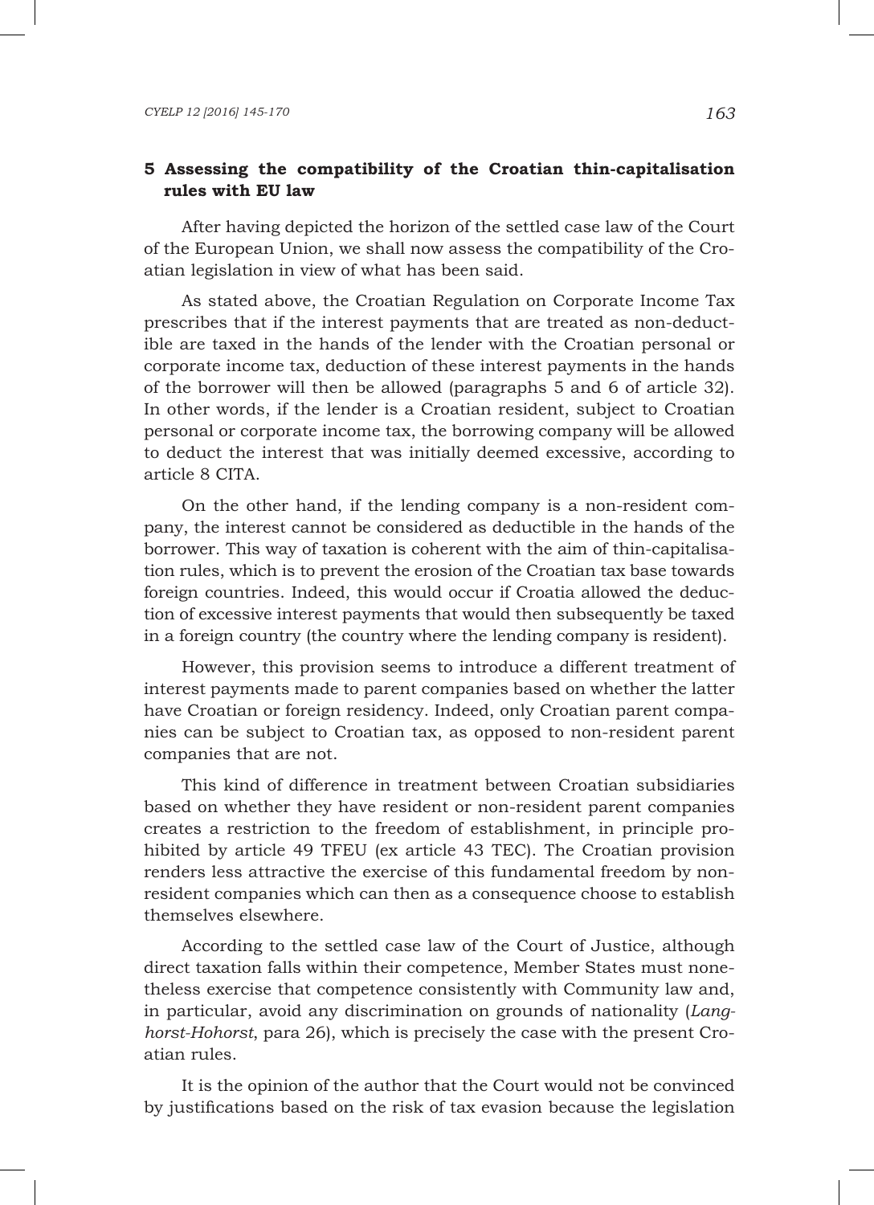## 5 Assessing the compatibility of the Croatian thin-capitalisation rules with EU law

After having depicted the horizon of the settled case law of the Court of the European Union, we shall now assess the compatibility of the Croatian legislation in view of what has been said.

As stated above, the Croatian Regulation on Corporate Income Tax prescribes that if the interest payments that are treated as non-deductible are taxed in the hands of the lender with the Croatian personal or corporate income tax, deduction of these interest payments in the hands of the borrower will then be allowed (paragraphs 5 and 6 of article 32). In other words, if the lender is a Croatian resident, subject to Croatian personal or corporate income tax, the borrowing company will be allowed to deduct the interest that was initially deemed excessive, according to article 8 CITA.

On the other hand, if the lending company is a non-resident company, the interest cannot be considered as deductible in the hands of the borrower. This way of taxation is coherent with the aim of thin-capitalisation rules, which is to prevent the erosion of the Croatian tax base towards foreign countries. Indeed, this would occur if Croatia allowed the deduction of excessive interest payments that would then subsequently be taxed in a foreign country (the country where the lending company is resident).

However, this provision seems to introduce a different treatment of interest payments made to parent companies based on whether the latter have Croatian or foreign residency. Indeed, only Croatian parent companies can be subject to Croatian tax, as opposed to non-resident parent companies that are not.

This kind of difference in treatment between Croatian subsidiaries based on whether they have resident or non-resident parent companies creates a restriction to the freedom of establishment, in principle prohibited by article 49 TFEU (ex article 43 TEC). The Croatian provision renders less attractive the exercise of this fundamental freedom by non-resident companies which can then as a consequence choose to establish themselves elsewhere.

According to the settled case law of the Court of Justice, although direct taxation falls within their competence, Member States must nonetheless exercise that competence consistently with Community law and, in particular, avoid any discrimination on grounds of nationality (*Lankhorst-Hohorst*, para 26), which is precisely the case with the present Croatian rules.

It is the opinion of the author that the Court would not be convinced by justifications based on the risk of tax evasion because the legislation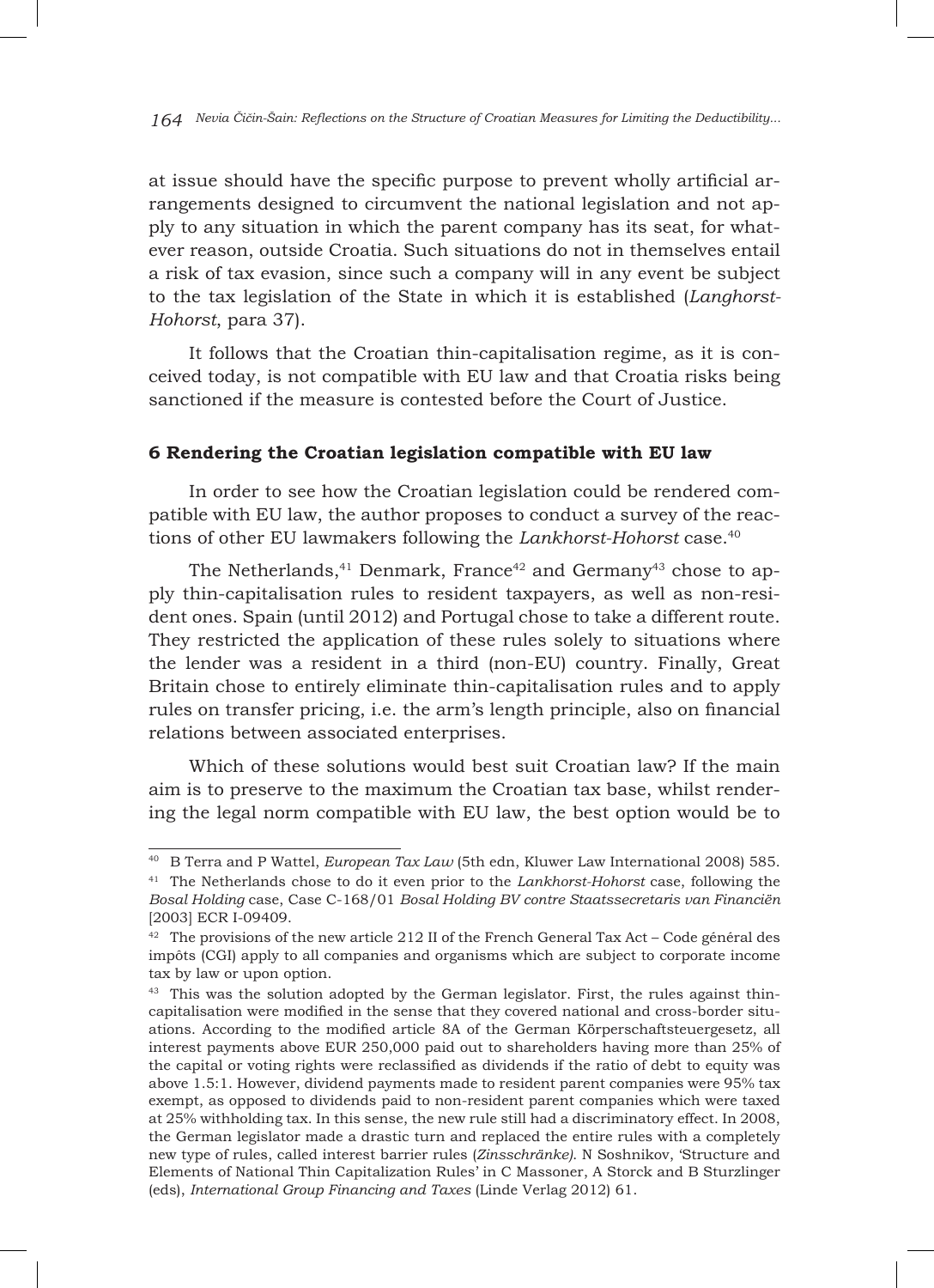at issue should have the specific purpose to prevent wholly artificial arrangements designed to circumvent the national legislation and not apply to any situation in which the parent company has its seat, for whatever reason, outside Croatia. Such situations do not in themselves entail a risk of tax evasion, since such a company will in any event be subject to the tax legislation of the State in which it is established (*Langhorst-Hohorst*, para 37).

It follows that the Croatian thin-capitalisation regime, as it is conceived today, is not compatible with EU law and that Croatia risks being sanctioned if the measure is contested before the Court of Justice.

## 6 Rendering the Croatian legislation compatible with EU law

In order to see how the Croatian legislation could be rendered compatible with EU law, the author proposes to conduct a survey of the reactions of other EU lawmakers following the *Lankhorst-Hohorst* case.[40]

The Netherlands,[41] Denmark, France[42] and Germany[43] chose to apply thin-capitalisation rules to resident taxpayers, as well as non-resident ones. Spain (until 2012) and Portugal chose to take a different route. They restricted the application of these rules solely to situations where the lender was a resident in a third (non-EU) country. Finally, Great Britain chose to entirely eliminate thin-capitalisation rules and to apply rules on transfer pricing, i.e. the arm's length principle, also on financial relations between associated enterprises.

Which of these solutions would best suit Croatian law? If the main aim is to preserve to the maximum the Croatian tax base, whilst rendering the legal norm compatible with EU law, the best option would be to

---

[40] B Terra and P Wattel, *European Tax Law* (5th edn, Kluwer Law International 2008) 585.

[41] The Netherlands chose to do it even prior to the *Lankhorst-Hohorst* case, following the *Bosal Holding* case, Case C-168/01 *Bosal Holding BV contre Staatssecretaris van Financiën* [2003] ECR I-09409.

[42] The provisions of the new article 212 II of the French General Tax Act – Code général des impôts (CGI) apply to all companies and organisms which are subject to corporate income tax by law or upon option.

[43] This was the solution adopted by the German legislator. First, the rules against thin-capitalisation were modified in the sense that they covered national and cross-border situations. According to the modified article 8A of the German Körperschaftsteuergesetz, all interest payments above EUR 250,000 paid out to shareholders having more than 25% of the capital or voting rights were reclassified as dividends if the ratio of debt to equity was above 1.5:1. However, dividend payments made to resident parent companies were 95% tax exempt, as opposed to dividends paid to non-resident parent companies which were taxed at 25% withholding tax. In this sense, the new rule still had a discriminatory effect. In 2008, the German legislator made a drastic turn and replaced the entire rules with a completely new type of rules, called interest barrier rules (*Zinsschränke*). N Soshnikov, 'Structure and Elements of National Thin Capitalization Rules' in C Massoner, A Storck and B Sturzlinger (eds), *International Group Financing and Taxes* (Linde Verlag 2012) 61.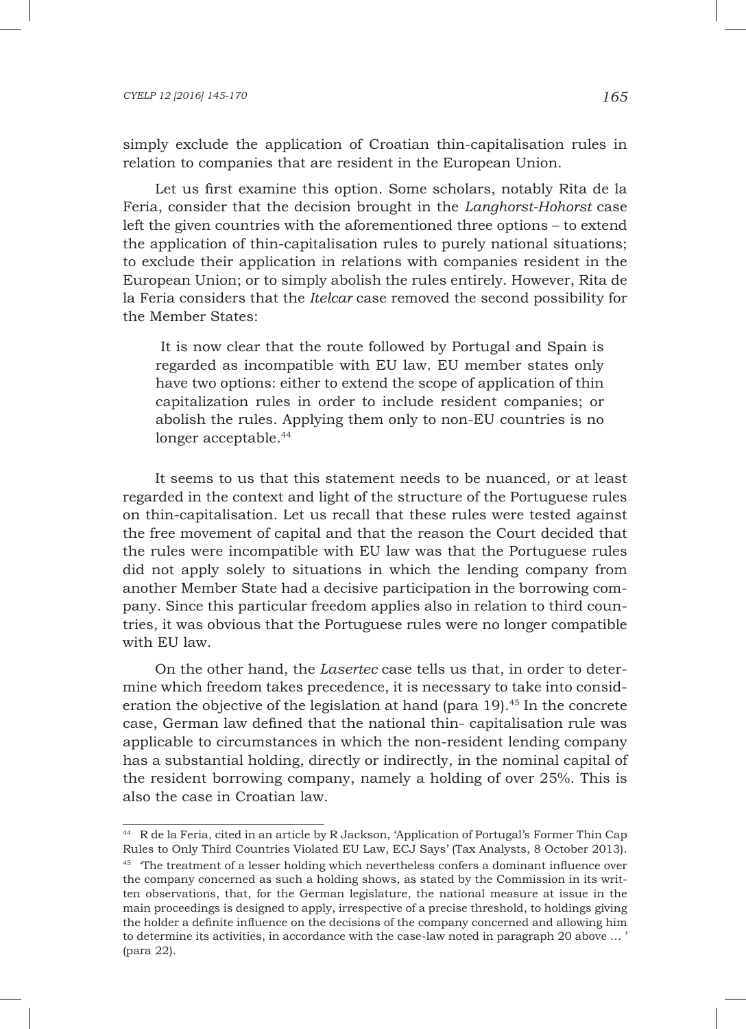simply exclude the application of Croatian thin-capitalisation rules in relation to companies that are resident in the European Union.

Let us first examine this option. Some scholars, notably Rita de la Feria, consider that the decision brought in the *Langhorst-Hohorst* case left the given countries with the aforementioned three options – to extend the application of thin-capitalisation rules to purely national situations; to exclude their application in relations with companies resident in the European Union; or to simply abolish the rules entirely. However, Rita de la Feria considers that the *Itelcar* case removed the second possibility for the Member States:

> It is now clear that the route followed by Portugal and Spain is regarded as incompatible with EU law. EU member states only have two options: either to extend the scope of application of thin capitalization rules in order to include resident companies; or abolish the rules. Applying them only to non-EU countries is no longer acceptable.[44]

It seems to us that this statement needs to be nuanced, or at least regarded in the context and light of the structure of the Portuguese rules on thin-capitalisation. Let us recall that these rules were tested against the free movement of capital and that the reason the Court decided that the rules were incompatible with EU law was that the Portuguese rules did not apply solely to situations in which the lending company from another Member State had a decisive participation in the borrowing company. Since this particular freedom applies also in relation to third countries, it was obvious that the Portuguese rules were no longer compatible with EU law.

On the other hand, the *Lasertec* case tells us that, in order to determine which freedom takes precedence, it is necessary to take into consideration the objective of the legislation at hand (para 19).[45] In the concrete case, German law defined that the national thin- capitalisation rule was applicable to circumstances in which the non-resident lending company has a substantial holding, directly or indirectly, in the nominal capital of the resident borrowing company, namely a holding of over 25%. This is also the case in Croatian law.

---

[44] R de la Feria, cited in an article by R Jackson, 'Application of Portugal's Former Thin Cap Rules to Only Third Countries Violated EU Law, ECJ Says' (Tax Analysts, 8 October 2013).

[45] 'The treatment of a lesser holding which nevertheless confers a dominant influence over the company concerned as such a holding shows, as stated by the Commission in its written observations, that, for the German legislature, the national measure at issue in the main proceedings is designed to apply, irrespective of a precise threshold, to holdings giving the holder a definite influence on the decisions of the company concerned and allowing him to determine its activities, in accordance with the case-law noted in paragraph 20 above … ' (para 22).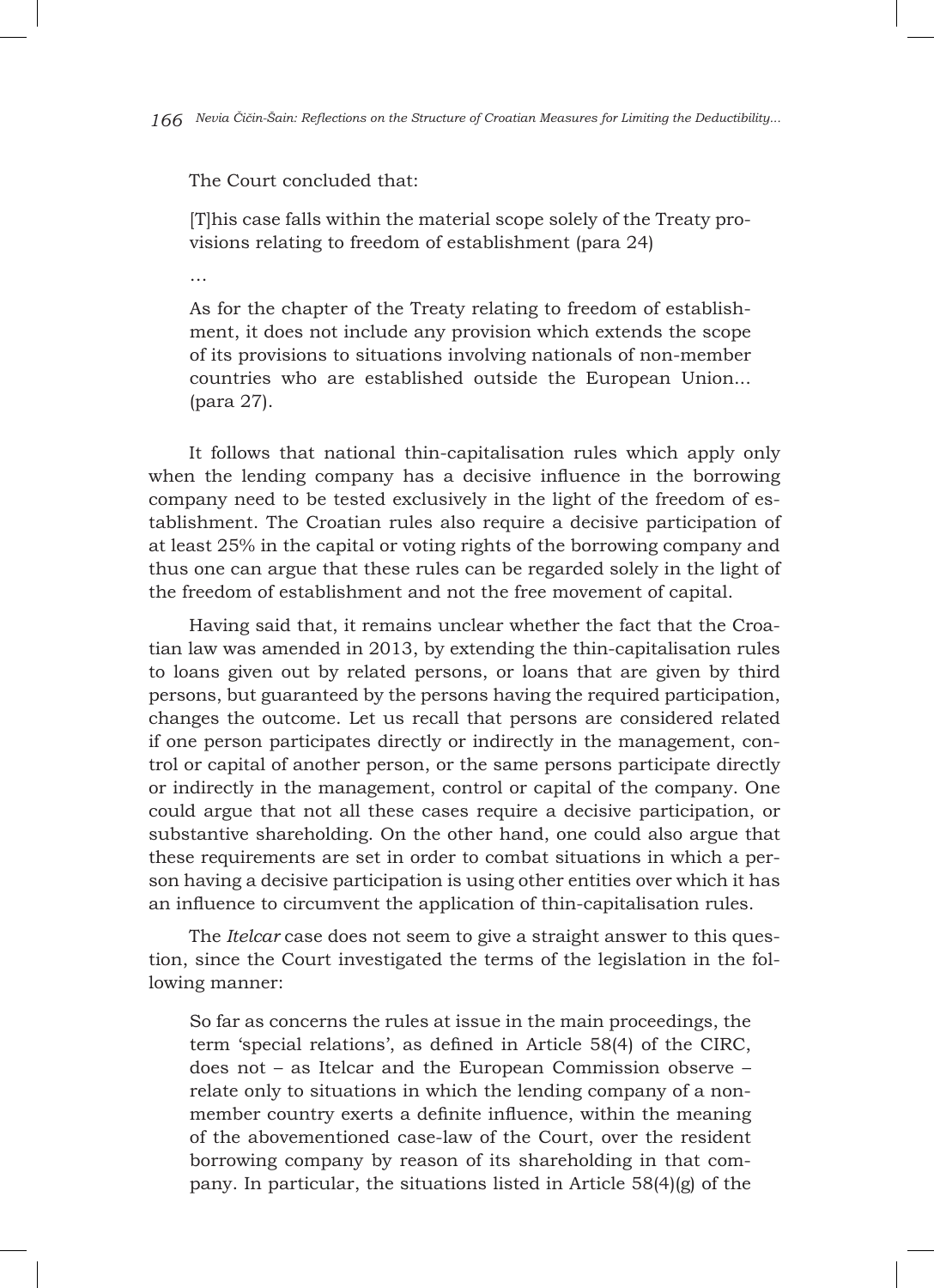The Court concluded that:

> [T]his case falls within the material scope solely of the Treaty provisions relating to freedom of establishment (para 24)
>
> …
>
> As for the chapter of the Treaty relating to freedom of establishment, it does not include any provision which extends the scope of its provisions to situations involving nationals of non-member countries who are established outside the European Union... (para 27).

It follows that national thin-capitalisation rules which apply only when the lending company has a decisive influence in the borrowing company need to be tested exclusively in the light of the freedom of establishment. The Croatian rules also require a decisive participation of at least 25% in the capital or voting rights of the borrowing company and thus one can argue that these rules can be regarded solely in the light of the freedom of establishment and not the free movement of capital.

Having said that, it remains unclear whether the fact that the Croatian law was amended in 2013, by extending the thin-capitalisation rules to loans given out by related persons, or loans that are given by third persons, but guaranteed by the persons having the required participation, changes the outcome. Let us recall that persons are considered related if one person participates directly or indirectly in the management, control or capital of another person, or the same persons participate directly or indirectly in the management, control or capital of the company. One could argue that not all these cases require a decisive participation, or substantive shareholding. On the other hand, one could also argue that these requirements are set in order to combat situations in which a person having a decisive participation is using other entities over which it has an influence to circumvent the application of thin-capitalisation rules.

The *Itelcar* case does not seem to give a straight answer to this question, since the Court investigated the terms of the legislation in the following manner:

> So far as concerns the rules at issue in the main proceedings, the term 'special relations', as defined in Article 58(4) of the CIRC, does not – as Itelcar and the European Commission observe – relate only to situations in which the lending company of a non-member country exerts a definite influence, within the meaning of the abovementioned case-law of the Court, over the resident borrowing company by reason of its shareholding in that company. In particular, the situations listed in Article 58(4)(g) of the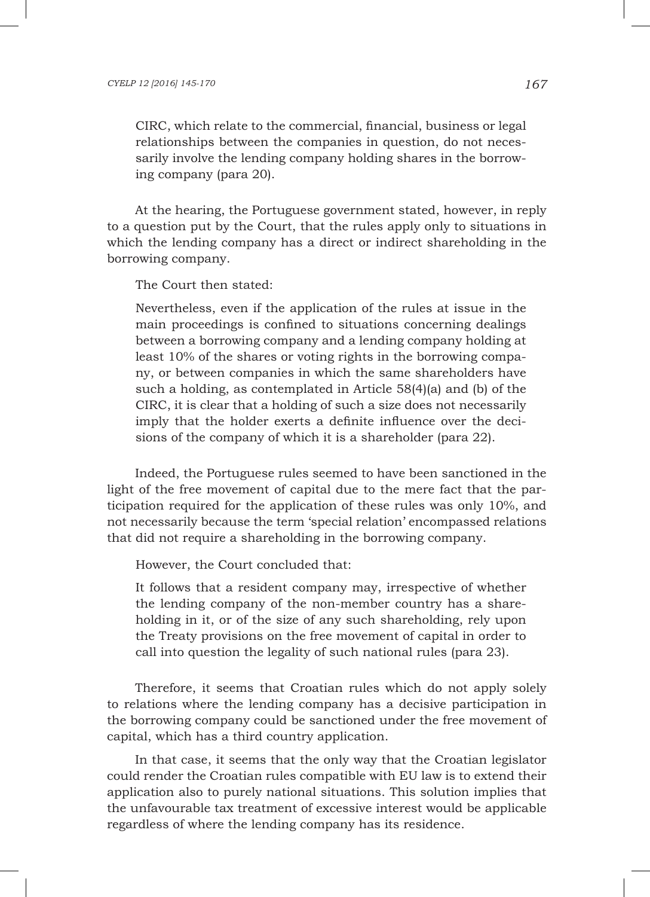> CIRC, which relate to the commercial, financial, business or legal relationships between the companies in question, do not necessarily involve the lending company holding shares in the borrowing company (para 20).

At the hearing, the Portuguese government stated, however, in reply to a question put by the Court, that the rules apply only to situations in which the lending company has a direct or indirect shareholding in the borrowing company.

The Court then stated:

> Nevertheless, even if the application of the rules at issue in the main proceedings is confined to situations concerning dealings between a borrowing company and a lending company holding at least 10% of the shares or voting rights in the borrowing company, or between companies in which the same shareholders have such a holding, as contemplated in Article 58(4)(a) and (b) of the CIRC, it is clear that a holding of such a size does not necessarily imply that the holder exerts a definite influence over the decisions of the company of which it is a shareholder (para 22).

Indeed, the Portuguese rules seemed to have been sanctioned in the light of the free movement of capital due to the mere fact that the participation required for the application of these rules was only 10%, and not necessarily because the term 'special relation' encompassed relations that did not require a shareholding in the borrowing company.

However, the Court concluded that:

> It follows that a resident company may, irrespective of whether the lending company of the non-member country has a shareholding in it, or of the size of any such shareholding, rely upon the Treaty provisions on the free movement of capital in order to call into question the legality of such national rules (para 23).

Therefore, it seems that Croatian rules which do not apply solely to relations where the lending company has a decisive participation in the borrowing company could be sanctioned under the free movement of capital, which has a third country application.

In that case, it seems that the only way that the Croatian legislator could render the Croatian rules compatible with EU law is to extend their application also to purely national situations. This solution implies that the unfavourable tax treatment of excessive interest would be applicable regardless of where the lending company has its residence.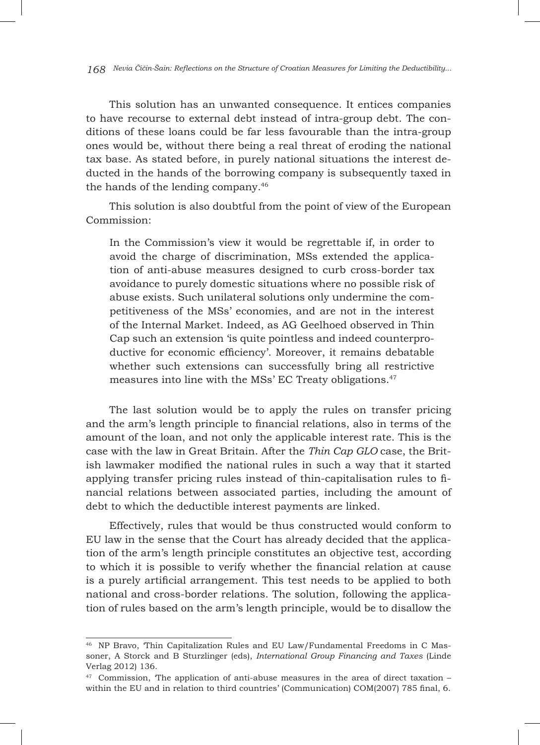This solution has an unwanted consequence. It entices companies to have recourse to external debt instead of intra-group debt. The conditions of these loans could be far less favourable than the intra-group ones would be, without there being a real threat of eroding the national tax base. As stated before, in purely national situations the interest deducted in the hands of the borrowing company is subsequently taxed in the hands of the lending company.[46]

This solution is also doubtful from the point of view of the European Commission:

> In the Commission's view it would be regrettable if, in order to avoid the charge of discrimination, MSs extended the application of anti-abuse measures designed to curb cross-border tax avoidance to purely domestic situations where no possible risk of abuse exists. Such unilateral solutions only undermine the competitiveness of the MSs' economies, and are not in the interest of the Internal Market. Indeed, as AG Geelhoed observed in Thin Cap such an extension 'is quite pointless and indeed counterproductive for economic efficiency'. Moreover, it remains debatable whether such extensions can successfully bring all restrictive measures into line with the MSs' EC Treaty obligations.[47]

The last solution would be to apply the rules on transfer pricing and the arm's length principle to financial relations, also in terms of the amount of the loan, and not only the applicable interest rate. This is the case with the law in Great Britain. After the *Thin Cap GLO* case, the British lawmaker modified the national rules in such a way that it started applying transfer pricing rules instead of thin-capitalisation rules to financial relations between associated parties, including the amount of debt to which the deductible interest payments are linked.

Effectively, rules that would be thus constructed would conform to EU law in the sense that the Court has already decided that the application of the arm's length principle constitutes an objective test, according to which it is possible to verify whether the financial relation at cause is a purely artificial arrangement. This test needs to be applied to both national and cross-border relations. The solution, following the application of rules based on the arm's length principle, would be to disallow the

---

[46] NP Bravo, 'Thin Capitalization Rules and EU Law/Fundamental Freedoms in C Massoner, A Storck and B Sturzlinger (eds), *International Group Financing and Taxes* (Linde Verlag 2012) 136.

[47] Commission, 'The application of anti-abuse measures in the area of direct taxation – within the EU and in relation to third countries' (Communication) COM(2007) 785 final, 6.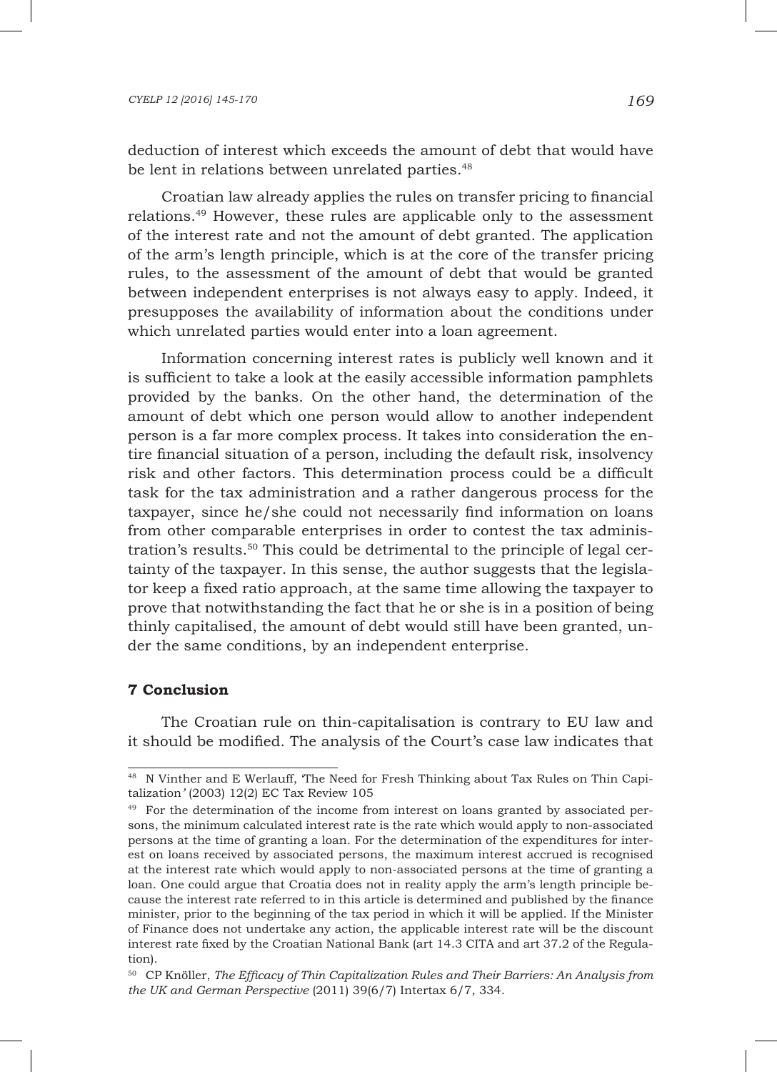deduction of interest which exceeds the amount of debt that would have be lent in relations between unrelated parties.[48]

Croatian law already applies the rules on transfer pricing to financial relations.[49] However, these rules are applicable only to the assessment of the interest rate and not the amount of debt granted. The application of the arm's length principle, which is at the core of the transfer pricing rules, to the assessment of the amount of debt that would be granted between independent enterprises is not always easy to apply. Indeed, it presupposes the availability of information about the conditions under which unrelated parties would enter into a loan agreement.

Information concerning interest rates is publicly well known and it is sufficient to take a look at the easily accessible information pamphlets provided by the banks. On the other hand, the determination of the amount of debt which one person would allow to another independent person is a far more complex process. It takes into consideration the entire financial situation of a person, including the default risk, insolvency risk and other factors. This determination process could be a difficult task for the tax administration and a rather dangerous process for the taxpayer, since he/she could not necessarily find information on loans from other comparable enterprises in order to contest the tax administration's results.[50] This could be detrimental to the principle of legal certainty of the taxpayer. In this sense, the author suggests that the legislator keep a fixed ratio approach, at the same time allowing the taxpayer to prove that notwithstanding the fact that he or she is in a position of being thinly capitalised, the amount of debt would still have been granted, under the same conditions, by an independent enterprise.

## 7 Conclusion

The Croatian rule on thin-capitalisation is contrary to EU law and it should be modified. The analysis of the Court's case law indicates that

---

[48] N Vinther and E Werlauff, 'The Need for Fresh Thinking about Tax Rules on Thin Capitalization*'* (2003) 12(2) EC Tax Review 105

[49] For the determination of the income from interest on loans granted by associated persons, the minimum calculated interest rate is the rate which would apply to non-associated persons at the time of granting a loan. For the determination of the expenditures for interest on loans received by associated persons, the maximum interest accrued is recognised at the interest rate which would apply to non-associated persons at the time of granting a loan. One could argue that Croatia does not in reality apply the arm's length principle because the interest rate referred to in this article is determined and published by the finance minister, prior to the beginning of the tax period in which it will be applied. If the Minister of Finance does not undertake any action, the applicable interest rate will be the discount interest rate fixed by the Croatian National Bank (art 14.3 CITA and art 37.2 of the Regulation).

[50] CP Knöller, *The Efficacy of Thin Capitalization Rules and Their Barriers: An Analysis from the UK and German Perspective* (2011) 39(6/7) Intertax 6/7, 334.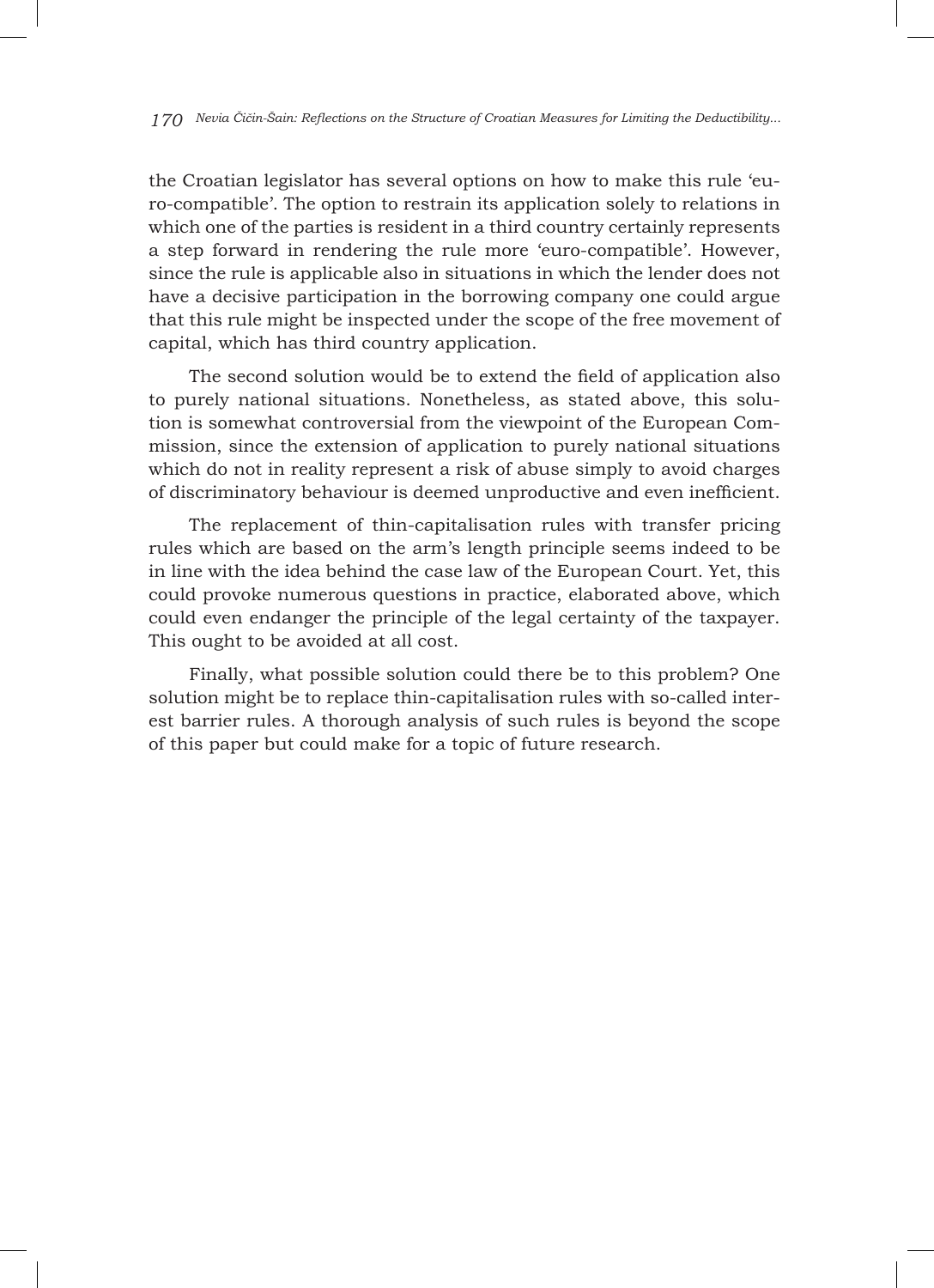the Croatian legislator has several options on how to make this rule 'euro-compatible'. The option to restrain its application solely to relations in which one of the parties is resident in a third country certainly represents a step forward in rendering the rule more 'euro-compatible'. However, since the rule is applicable also in situations in which the lender does not have a decisive participation in the borrowing company one could argue that this rule might be inspected under the scope of the free movement of capital, which has third country application.

The second solution would be to extend the field of application also to purely national situations. Nonetheless, as stated above, this solution is somewhat controversial from the viewpoint of the European Commission, since the extension of application to purely national situations which do not in reality represent a risk of abuse simply to avoid charges of discriminatory behaviour is deemed unproductive and even inefficient.

The replacement of thin-capitalisation rules with transfer pricing rules which are based on the arm's length principle seems indeed to be in line with the idea behind the case law of the European Court. Yet, this could provoke numerous questions in practice, elaborated above, which could even endanger the principle of the legal certainty of the taxpayer. This ought to be avoided at all cost.

Finally, what possible solution could there be to this problem? One solution might be to replace thin-capitalisation rules with so-called interest barrier rules. A thorough analysis of such rules is beyond the scope of this paper but could make for a topic of future research.